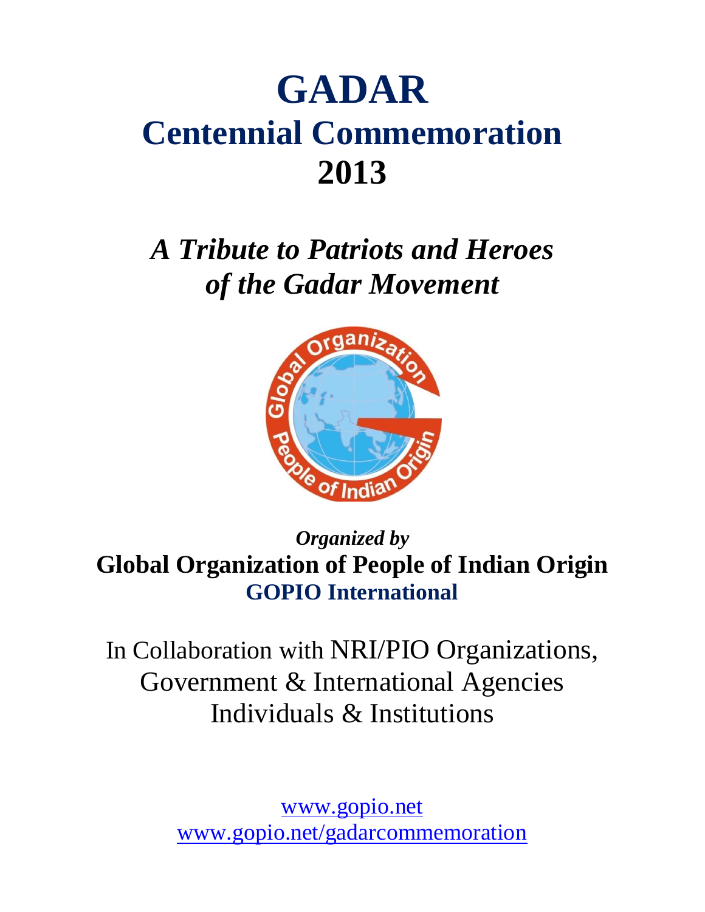# GADAR

## Centennial Commemoration 2013

*A Tribute to Patriots and Heroes of the Gadar Movement*

*Organized by*

**Global Organization of People of Indian Origin**

**GOPIO International**

In Collaboration with NRI/PIO Organizations, Government & International Agencies Individuals & Institutions

www.gopio.net
www.gopio.net/gadarcommemoration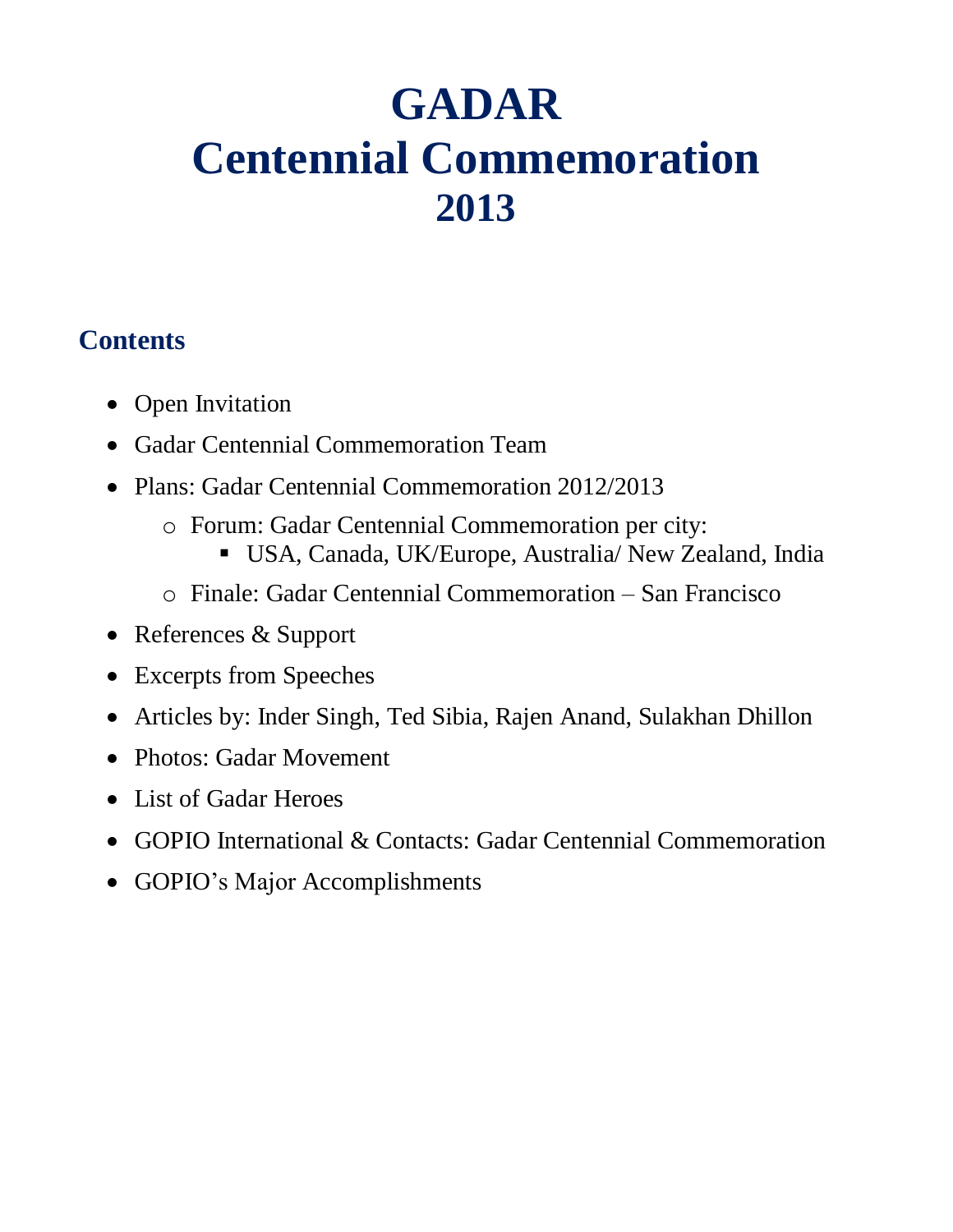# GADAR
# Centennial Commemoration
# 2013

## Contents

- Open Invitation
- Gadar Centennial Commemoration Team
- Plans: Gadar Centennial Commemoration 2012/2013
  - Forum: Gadar Centennial Commemoration per city:
    - USA, Canada, UK/Europe, Australia/ New Zealand, India
  - Finale: Gadar Centennial Commemoration – San Francisco
- References & Support
- Excerpts from Speeches
- Articles by: Inder Singh, Ted Sibia, Rajen Anand, Sulakhan Dhillon
- Photos: Gadar Movement
- List of Gadar Heroes
- GOPIO International & Contacts: Gadar Centennial Commemoration
- GOPIO's Major Accomplishments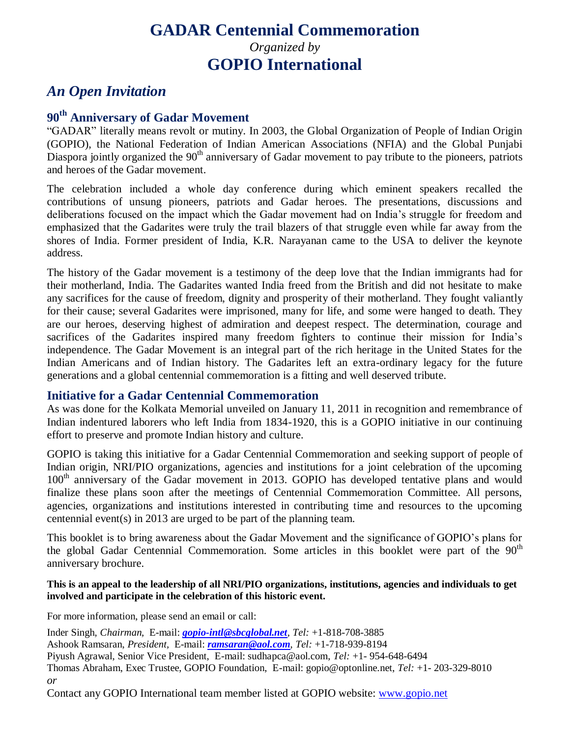# GADAR Centennial Commemoration

*Organized by*

# GOPIO International

## *An Open Invitation*

### 90th Anniversary of Gadar Movement

"GADAR" literally means revolt or mutiny. In 2003, the Global Organization of People of Indian Origin (GOPIO), the National Federation of Indian American Associations (NFIA) and the Global Punjabi Diaspora jointly organized the 90th anniversary of Gadar movement to pay tribute to the pioneers, patriots and heroes of the Gadar movement.

The celebration included a whole day conference during which eminent speakers recalled the contributions of unsung pioneers, patriots and Gadar heroes. The presentations, discussions and deliberations focused on the impact which the Gadar movement had on India's struggle for freedom and emphasized that the Gadarites were truly the trail blazers of that struggle even while far away from the shores of India. Former president of India, K.R. Narayanan came to the USA to deliver the keynote address.

The history of the Gadar movement is a testimony of the deep love that the Indian immigrants had for their motherland, India. The Gadarites wanted India freed from the British and did not hesitate to make any sacrifices for the cause of freedom, dignity and prosperity of their motherland. They fought valiantly for their cause; several Gadarites were imprisoned, many for life, and some were hanged to death. They are our heroes, deserving highest of admiration and deepest respect. The determination, courage and sacrifices of the Gadarites inspired many freedom fighters to continue their mission for India's independence. The Gadar Movement is an integral part of the rich heritage in the United States for the Indian Americans and of Indian history. The Gadarites left an extra-ordinary legacy for the future generations and a global centennial commemoration is a fitting and well deserved tribute.

### Initiative for a Gadar Centennial Commemoration

As was done for the Kolkata Memorial unveiled on January 11, 2011 in recognition and remembrance of Indian indentured laborers who left India from 1834-1920, this is a GOPIO initiative in our continuing effort to preserve and promote Indian history and culture.

GOPIO is taking this initiative for a Gadar Centennial Commemoration and seeking support of people of Indian origin, NRI/PIO organizations, agencies and institutions for a joint celebration of the upcoming 100th anniversary of the Gadar movement in 2013. GOPIO has developed tentative plans and would finalize these plans soon after the meetings of Centennial Commemoration Committee. All persons, agencies, organizations and institutions interested in contributing time and resources to the upcoming centennial event(s) in 2013 are urged to be part of the planning team.

This booklet is to bring awareness about the Gadar Movement and the significance of GOPIO's plans for the global Gadar Centennial Commemoration. Some articles in this booklet were part of the 90th anniversary brochure.

**This is an appeal to the leadership of all NRI/PIO organizations, institutions, agencies and individuals to get involved and participate in the celebration of this historic event.**

For more information, please send an email or call:

Inder Singh, *Chairman,* E-mail: ***gopio-intl@sbcglobal.net***, *Tel:* +1-818-708-3885
Ashook Ramsaran, *President,* E-mail: ***ramsaran@aol.com***, *Tel:* +1-718-939-8194
Piyush Agrawal, Senior Vice President, E-mail: sudhapca@aol.com, *Tel:* +1- 954-648-6494
Thomas Abraham, Exec Trustee, GOPIO Foundation, E-mail: gopio@optonline.net, *Tel:* +1- 203-329-8010
*or*
Contact any GOPIO International team member listed at GOPIO website: www.gopio.net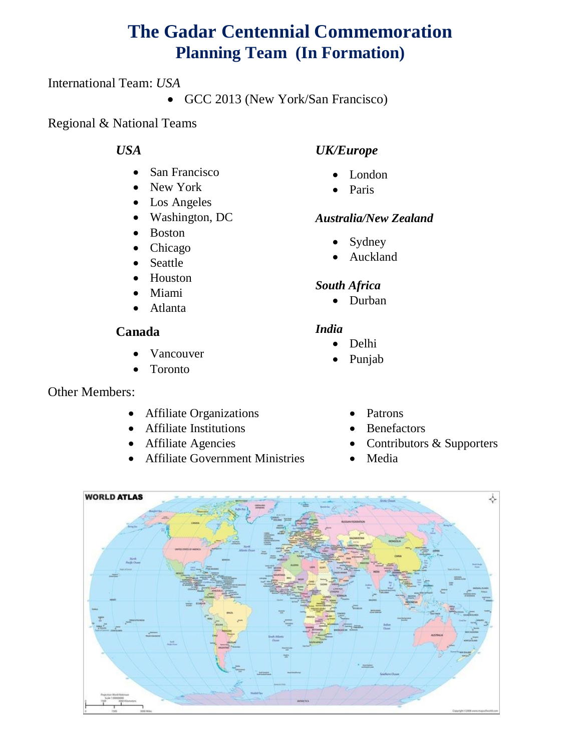# The Gadar Centennial Commemoration
## Planning Team (In Formation)

International Team: *USA*

- GCC 2013 (New York/San Francisco)

Regional & National Teams

***USA***

- San Francisco
- New York
- Los Angeles
- Washington, DC
- Boston
- Chicago
- Seattle
- Houston
- Miami
- Atlanta

**Canada**

- Vancouver
- Toronto

***UK/Europe***

- London
- Paris

***Australia/New Zealand***

- Sydney
- Auckland

***South Africa***

- Durban

***India***

- Delhi
- Punjab

Other Members:

- Affiliate Organizations
- Affiliate Institutions
- Affiliate Agencies
- Affiliate Government Ministries
- Patrons
- Benefactors
- Contributors & Supporters
- Media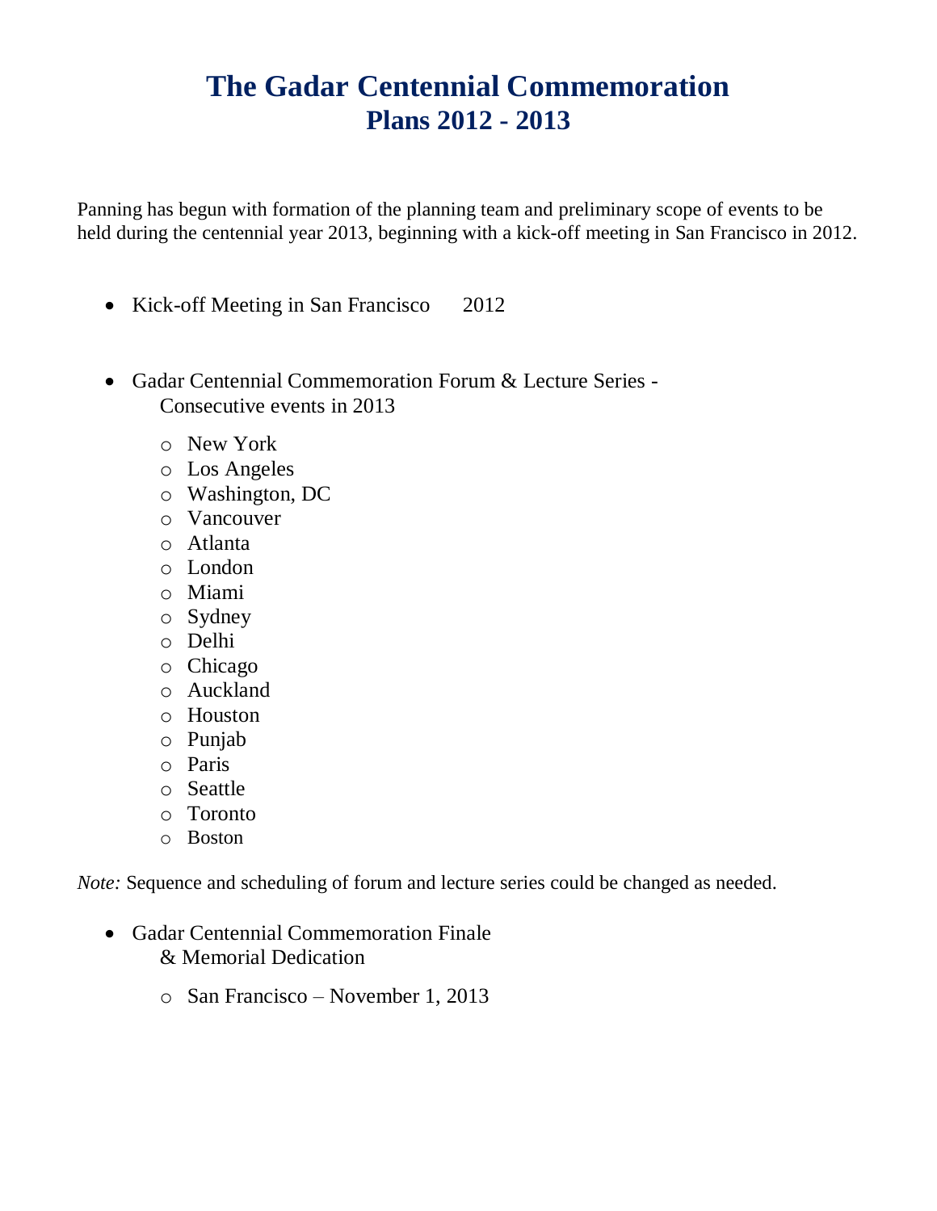# The Gadar Centennial Commemoration
## Plans 2012 - 2013

Panning has begun with formation of the planning team and preliminary scope of events to be held during the centennial year 2013, beginning with a kick-off meeting in San Francisco in 2012.

- Kick-off Meeting in San Francisco 2012

- Gadar Centennial Commemoration Forum & Lecture Series - Consecutive events in 2013
  - New York
  - Los Angeles
  - Washington, DC
  - Vancouver
  - Atlanta
  - London
  - Miami
  - Sydney
  - Delhi
  - Chicago
  - Auckland
  - Houston
  - Punjab
  - Paris
  - Seattle
  - Toronto
  - Boston

*Note:* Sequence and scheduling of forum and lecture series could be changed as needed.

- Gadar Centennial Commemoration Finale & Memorial Dedication
  - San Francisco – November 1, 2013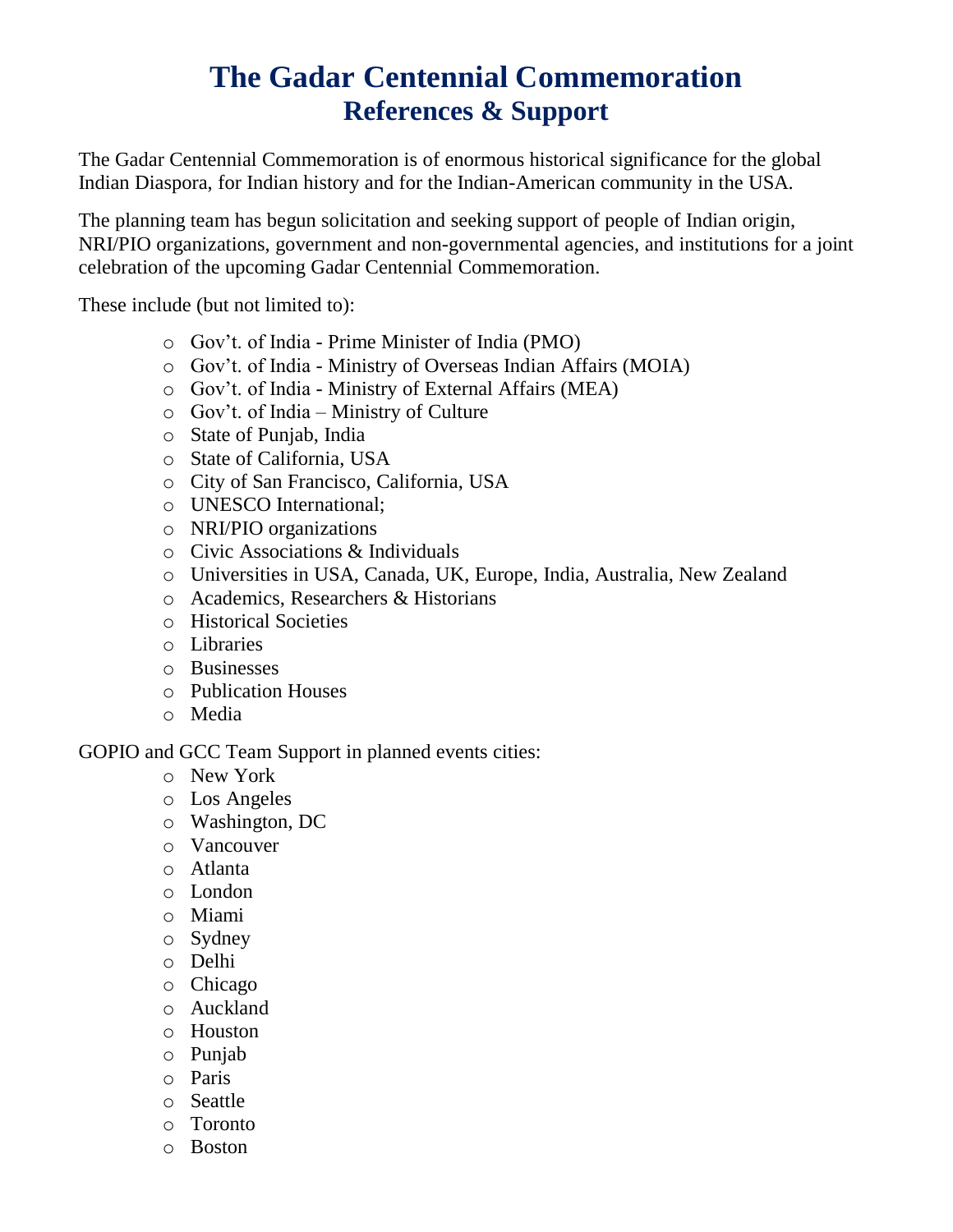# The Gadar Centennial Commemoration
## References & Support

The Gadar Centennial Commemoration is of enormous historical significance for the global Indian Diaspora, for Indian history and for the Indian-American community in the USA.

The planning team has begun solicitation and seeking support of people of Indian origin, NRI/PIO organizations, government and non-governmental agencies, and institutions for a joint celebration of the upcoming Gadar Centennial Commemoration.

These include (but not limited to):

- Gov't. of India - Prime Minister of India (PMO)
- Gov't. of India - Ministry of Overseas Indian Affairs (MOIA)
- Gov't. of India - Ministry of External Affairs (MEA)
- Gov't. of India – Ministry of Culture
- State of Punjab, India
- State of California, USA
- City of San Francisco, California, USA
- UNESCO International;
- NRI/PIO organizations
- Civic Associations & Individuals
- Universities in USA, Canada, UK, Europe, India, Australia, New Zealand
- Academics, Researchers & Historians
- Historical Societies
- Libraries
- Businesses
- Publication Houses
- Media

GOPIO and GCC Team Support in planned events cities:

- New York
- Los Angeles
- Washington, DC
- Vancouver
- Atlanta
- London
- Miami
- Sydney
- Delhi
- Chicago
- Auckland
- Houston
- Punjab
- Paris
- Seattle
- Toronto
- Boston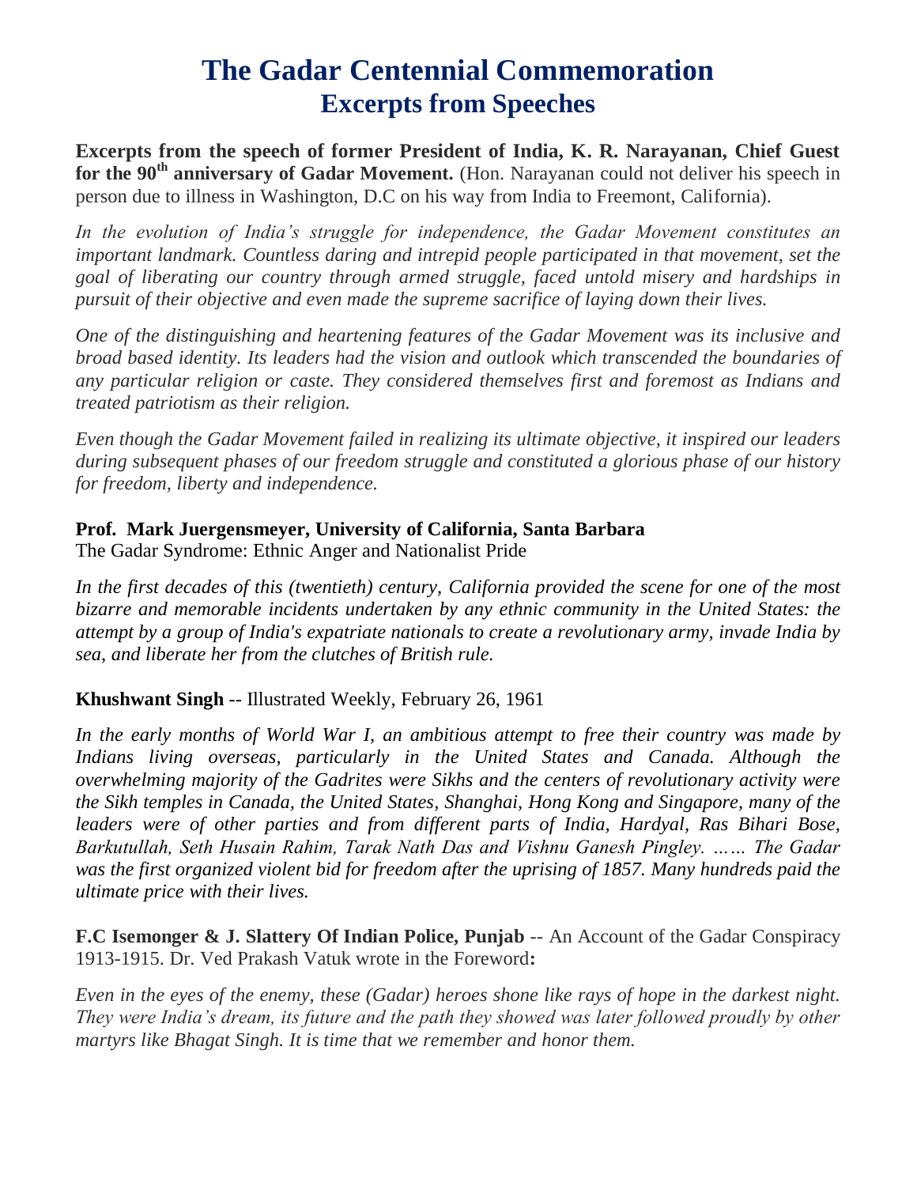# The Gadar Centennial Commemoration
## Excerpts from Speeches

**Excerpts from the speech of former President of India, K. R. Narayanan, Chief Guest for the 90th anniversary of Gadar Movement.** (Hon. Narayanan could not deliver his speech in person due to illness in Washington, D.C on his way from India to Freemont, California).

*In the evolution of India's struggle for independence, the Gadar Movement constitutes an important landmark. Countless daring and intrepid people participated in that movement, set the goal of liberating our country through armed struggle, faced untold misery and hardships in pursuit of their objective and even made the supreme sacrifice of laying down their lives.*

*One of the distinguishing and heartening features of the Gadar Movement was its inclusive and broad based identity. Its leaders had the vision and outlook which transcended the boundaries of any particular religion or caste. They considered themselves first and foremost as Indians and treated patriotism as their religion.*

*Even though the Gadar Movement failed in realizing its ultimate objective, it inspired our leaders during subsequent phases of our freedom struggle and constituted a glorious phase of our history for freedom, liberty and independence.*

**Prof. Mark Juergensmeyer, University of California, Santa Barbara**
The Gadar Syndrome: Ethnic Anger and Nationalist Pride

*In the first decades of this (twentieth) century, California provided the scene for one of the most bizarre and memorable incidents undertaken by any ethnic community in the United States: the attempt by a group of India's expatriate nationals to create a revolutionary army, invade India by sea, and liberate her from the clutches of British rule.*

**Khushwant Singh** -- Illustrated Weekly, February 26, 1961

*In the early months of World War I, an ambitious attempt to free their country was made by Indians living overseas, particularly in the United States and Canada. Although the overwhelming majority of the Gadrites were Sikhs and the centers of revolutionary activity were the Sikh temples in Canada, the United States, Shanghai, Hong Kong and Singapore, many of the leaders were of other parties and from different parts of India, Hardyal, Ras Bihari Bose, Barkutullah, Seth Husain Rahim, Tarak Nath Das and Vishnu Ganesh Pingley. …… The Gadar was the first organized violent bid for freedom after the uprising of 1857. Many hundreds paid the ultimate price with their lives.*

**F.C Isemonger & J. Slattery Of Indian Police, Punjab** -- An Account of the Gadar Conspiracy 1913-1915. Dr. Ved Prakash Vatuk wrote in the Foreword**:**

*Even in the eyes of the enemy, these (Gadar) heroes shone like rays of hope in the darkest night. They were India's dream, its future and the path they showed was later followed proudly by other martyrs like Bhagat Singh. It is time that we remember and honor them.*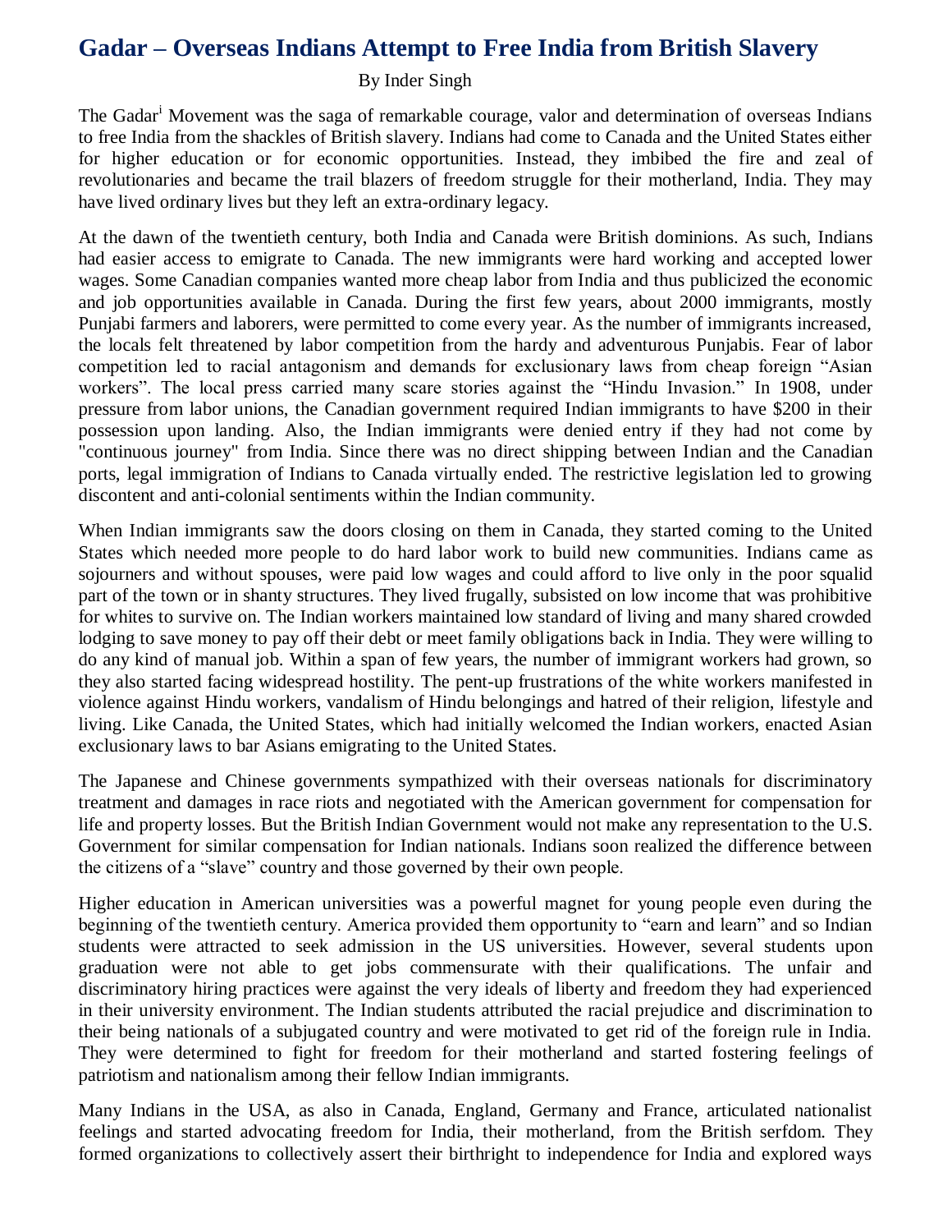# Gadar – Overseas Indians Attempt to Free India from British Slavery

By Inder Singh

The Gadar[i] Movement was the saga of remarkable courage, valor and determination of overseas Indians to free India from the shackles of British slavery. Indians had come to Canada and the United States either for higher education or for economic opportunities. Instead, they imbibed the fire and zeal of revolutionaries and became the trail blazers of freedom struggle for their motherland, India. They may have lived ordinary lives but they left an extra-ordinary legacy.

At the dawn of the twentieth century, both India and Canada were British dominions. As such, Indians had easier access to emigrate to Canada. The new immigrants were hard working and accepted lower wages. Some Canadian companies wanted more cheap labor from India and thus publicized the economic and job opportunities available in Canada. During the first few years, about 2000 immigrants, mostly Punjabi farmers and laborers, were permitted to come every year. As the number of immigrants increased, the locals felt threatened by labor competition from the hardy and adventurous Punjabis. Fear of labor competition led to racial antagonism and demands for exclusionary laws from cheap foreign "Asian workers". The local press carried many scare stories against the "Hindu Invasion." In 1908, under pressure from labor unions, the Canadian government required Indian immigrants to have $200 in their possession upon landing. Also, the Indian immigrants were denied entry if they had not come by "continuous journey" from India. Since there was no direct shipping between Indian and the Canadian ports, legal immigration of Indians to Canada virtually ended. The restrictive legislation led to growing discontent and anti-colonial sentiments within the Indian community.

When Indian immigrants saw the doors closing on them in Canada, they started coming to the United States which needed more people to do hard labor work to build new communities. Indians came as sojourners and without spouses, were paid low wages and could afford to live only in the poor squalid part of the town or in shanty structures. They lived frugally, subsisted on low income that was prohibitive for whites to survive on. The Indian workers maintained low standard of living and many shared crowded lodging to save money to pay off their debt or meet family obligations back in India. They were willing to do any kind of manual job. Within a span of few years, the number of immigrant workers had grown, so they also started facing widespread hostility. The pent-up frustrations of the white workers manifested in violence against Hindu workers, vandalism of Hindu belongings and hatred of their religion, lifestyle and living. Like Canada, the United States, which had initially welcomed the Indian workers, enacted Asian exclusionary laws to bar Asians emigrating to the United States.

The Japanese and Chinese governments sympathized with their overseas nationals for discriminatory treatment and damages in race riots and negotiated with the American government for compensation for life and property losses. But the British Indian Government would not make any representation to the U.S. Government for similar compensation for Indian nationals. Indians soon realized the difference between the citizens of a "slave" country and those governed by their own people.

Higher education in American universities was a powerful magnet for young people even during the beginning of the twentieth century. America provided them opportunity to "earn and learn" and so Indian students were attracted to seek admission in the US universities. However, several students upon graduation were not able to get jobs commensurate with their qualifications. The unfair and discriminatory hiring practices were against the very ideals of liberty and freedom they had experienced in their university environment. The Indian students attributed the racial prejudice and discrimination to their being nationals of a subjugated country and were motivated to get rid of the foreign rule in India. They were determined to fight for freedom for their motherland and started fostering feelings of patriotism and nationalism among their fellow Indian immigrants.

Many Indians in the USA, as also in Canada, England, Germany and France, articulated nationalist feelings and started advocating freedom for India, their motherland, from the British serfdom. They formed organizations to collectively assert their birthright to independence for India and explored ways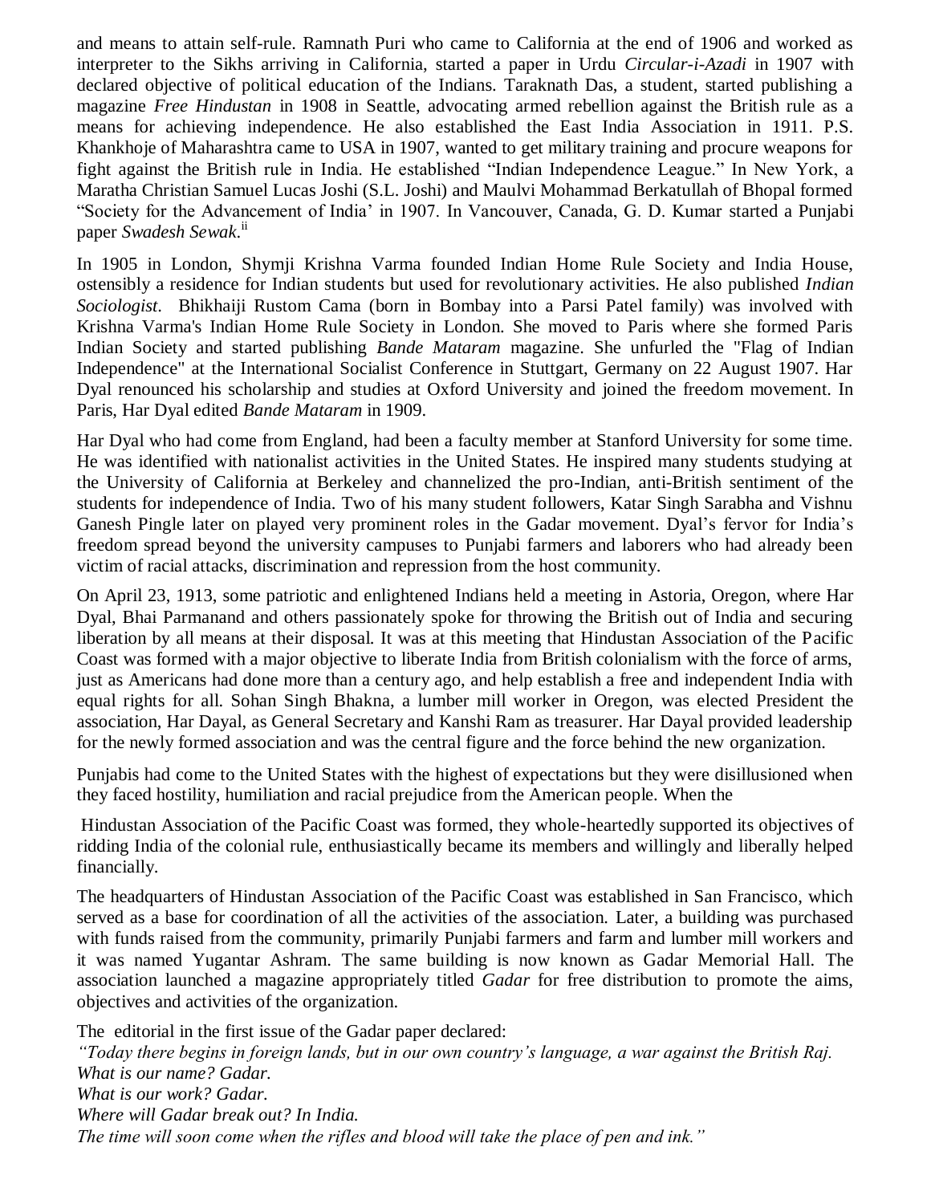and means to attain self-rule. Ramnath Puri who came to California at the end of 1906 and worked as interpreter to the Sikhs arriving in California, started a paper in Urdu *Circular-i-Azadi* in 1907 with declared objective of political education of the Indians. Taraknath Das, a student, started publishing a magazine *Free Hindustan* in 1908 in Seattle, advocating armed rebellion against the British rule as a means for achieving independence. He also established the East India Association in 1911. P.S. Khankhoje of Maharashtra came to USA in 1907, wanted to get military training and procure weapons for fight against the British rule in India. He established "Indian Independence League." In New York, a Maratha Christian Samuel Lucas Joshi (S.L. Joshi) and Maulvi Mohammad Berkatullah of Bhopal formed "Society for the Advancement of India' in 1907. In Vancouver, Canada, G. D. Kumar started a Punjabi paper *Swadesh Sewak*.[ii]

In 1905 in London, Shymji Krishna Varma founded Indian Home Rule Society and India House, ostensibly a residence for Indian students but used for revolutionary activities. He also published *Indian Sociologist*. Bhikhaiji Rustom Cama (born in Bombay into a Parsi Patel family) was involved with Krishna Varma's Indian Home Rule Society in London. She moved to Paris where she formed Paris Indian Society and started publishing *Bande Mataram* magazine. She unfurled the "Flag of Indian Independence" at the International Socialist Conference in Stuttgart, Germany on 22 August 1907. Har Dyal renounced his scholarship and studies at Oxford University and joined the freedom movement. In Paris, Har Dyal edited *Bande Mataram* in 1909.

Har Dyal who had come from England, had been a faculty member at Stanford University for some time. He was identified with nationalist activities in the United States. He inspired many students studying at the University of California at Berkeley and channelized the pro-Indian, anti-British sentiment of the students for independence of India. Two of his many student followers, Katar Singh Sarabha and Vishnu Ganesh Pingle later on played very prominent roles in the Gadar movement. Dyal's fervor for India's freedom spread beyond the university campuses to Punjabi farmers and laborers who had already been victim of racial attacks, discrimination and repression from the host community.

On April 23, 1913, some patriotic and enlightened Indians held a meeting in Astoria, Oregon, where Har Dyal, Bhai Parmanand and others passionately spoke for throwing the British out of India and securing liberation by all means at their disposal. It was at this meeting that Hindustan Association of the Pacific Coast was formed with a major objective to liberate India from British colonialism with the force of arms, just as Americans had done more than a century ago, and help establish a free and independent India with equal rights for all. Sohan Singh Bhakna, a lumber mill worker in Oregon, was elected President the association, Har Dayal, as General Secretary and Kanshi Ram as treasurer. Har Dayal provided leadership for the newly formed association and was the central figure and the force behind the new organization.

Punjabis had come to the United States with the highest of expectations but they were disillusioned when they faced hostility, humiliation and racial prejudice from the American people. When the Hindustan Association of the Pacific Coast was formed, they whole-heartedly supported its objectives of ridding India of the colonial rule, enthusiastically became its members and willingly and liberally helped financially.

The headquarters of Hindustan Association of the Pacific Coast was established in San Francisco, which served as a base for coordination of all the activities of the association. Later, a building was purchased with funds raised from the community, primarily Punjabi farmers and farm and lumber mill workers and it was named Yugantar Ashram. The same building is now known as Gadar Memorial Hall. The association launched a magazine appropriately titled *Gadar* for free distribution to promote the aims, objectives and activities of the organization.

The editorial in the first issue of the Gadar paper declared:

*"Today there begins in foreign lands, but in our own country's language, a war against the British Raj.*
*What is our name? Gadar.*
*What is our work? Gadar.*
*Where will Gadar break out? In India.*
*The time will soon come when the rifles and blood will take the place of pen and ink."*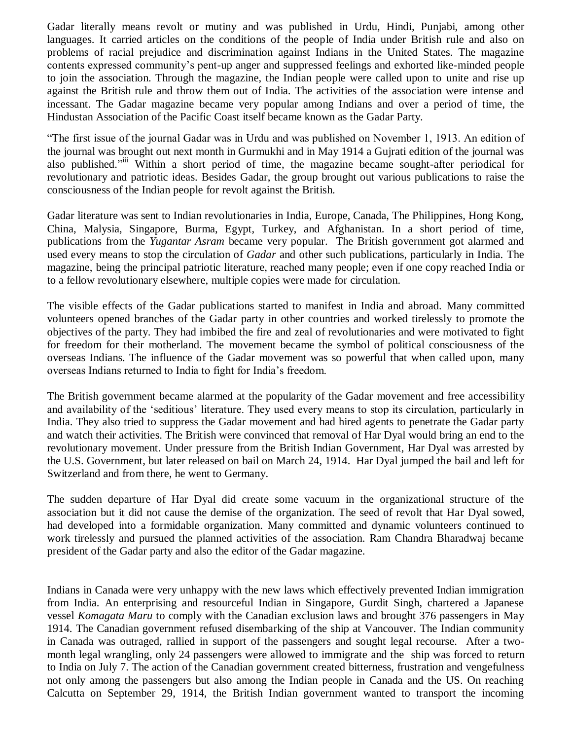Gadar literally means revolt or mutiny and was published in Urdu, Hindi, Punjabi, among other languages. It carried articles on the conditions of the people of India under British rule and also on problems of racial prejudice and discrimination against Indians in the United States. The magazine contents expressed community's pent-up anger and suppressed feelings and exhorted like-minded people to join the association. Through the magazine, the Indian people were called upon to unite and rise up against the British rule and throw them out of India. The activities of the association were intense and incessant. The Gadar magazine became very popular among Indians and over a period of time, the Hindustan Association of the Pacific Coast itself became known as the Gadar Party.

"The first issue of the journal Gadar was in Urdu and was published on November 1, 1913. An edition of the journal was brought out next month in Gurmukhi and in May 1914 a Gujrati edition of the journal was also published."[iii] Within a short period of time, the magazine became sought-after periodical for revolutionary and patriotic ideas. Besides Gadar, the group brought out various publications to raise the consciousness of the Indian people for revolt against the British.

Gadar literature was sent to Indian revolutionaries in India, Europe, Canada, The Philippines, Hong Kong, China, Malysia, Singapore, Burma, Egypt, Turkey, and Afghanistan. In a short period of time, publications from the *Yugantar Asram* became very popular. The British government got alarmed and used every means to stop the circulation of *Gadar* and other such publications, particularly in India. The magazine, being the principal patriotic literature, reached many people; even if one copy reached India or to a fellow revolutionary elsewhere, multiple copies were made for circulation.

The visible effects of the Gadar publications started to manifest in India and abroad. Many committed volunteers opened branches of the Gadar party in other countries and worked tirelessly to promote the objectives of the party. They had imbibed the fire and zeal of revolutionaries and were motivated to fight for freedom for their motherland. The movement became the symbol of political consciousness of the overseas Indians. The influence of the Gadar movement was so powerful that when called upon, many overseas Indians returned to India to fight for India's freedom.

The British government became alarmed at the popularity of the Gadar movement and free accessibility and availability of the 'seditious' literature. They used every means to stop its circulation, particularly in India. They also tried to suppress the Gadar movement and had hired agents to penetrate the Gadar party and watch their activities. The British were convinced that removal of Har Dyal would bring an end to the revolutionary movement. Under pressure from the British Indian Government, Har Dyal was arrested by the U.S. Government, but later released on bail on March 24, 1914. Har Dyal jumped the bail and left for Switzerland and from there, he went to Germany.

The sudden departure of Har Dyal did create some vacuum in the organizational structure of the association but it did not cause the demise of the organization. The seed of revolt that Har Dyal sowed, had developed into a formidable organization. Many committed and dynamic volunteers continued to work tirelessly and pursued the planned activities of the association. Ram Chandra Bharadwaj became president of the Gadar party and also the editor of the Gadar magazine.

Indians in Canada were very unhappy with the new laws which effectively prevented Indian immigration from India. An enterprising and resourceful Indian in Singapore, Gurdit Singh, chartered a Japanese vessel *Komagata Maru* to comply with the Canadian exclusion laws and brought 376 passengers in May 1914. The Canadian government refused disembarking of the ship at Vancouver. The Indian community in Canada was outraged, rallied in support of the passengers and sought legal recourse. After a two-month legal wrangling, only 24 passengers were allowed to immigrate and the ship was forced to return to India on July 7. The action of the Canadian government created bitterness, frustration and vengefulness not only among the passengers but also among the Indian people in Canada and the US. On reaching Calcutta on September 29, 1914, the British Indian government wanted to transport the incoming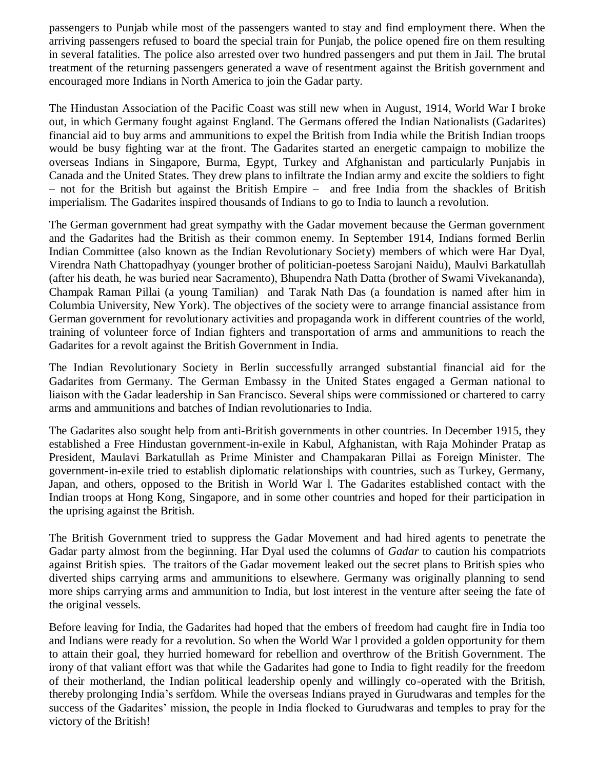passengers to Punjab while most of the passengers wanted to stay and find employment there. When the arriving passengers refused to board the special train for Punjab, the police opened fire on them resulting in several fatalities. The police also arrested over two hundred passengers and put them in Jail. The brutal treatment of the returning passengers generated a wave of resentment against the British government and encouraged more Indians in North America to join the Gadar party.

The Hindustan Association of the Pacific Coast was still new when in August, 1914, World War I broke out, in which Germany fought against England. The Germans offered the Indian Nationalists (Gadarites) financial aid to buy arms and ammunitions to expel the British from India while the British Indian troops would be busy fighting war at the front. The Gadarites started an energetic campaign to mobilize the overseas Indians in Singapore, Burma, Egypt, Turkey and Afghanistan and particularly Punjabis in Canada and the United States. They drew plans to infiltrate the Indian army and excite the soldiers to fight – not for the British but against the British Empire – and free India from the shackles of British imperialism. The Gadarites inspired thousands of Indians to go to India to launch a revolution.

The German government had great sympathy with the Gadar movement because the German government and the Gadarites had the British as their common enemy. In September 1914, Indians formed Berlin Indian Committee (also known as the Indian Revolutionary Society) members of which were Har Dyal, Virendra Nath Chattopadhyay (younger brother of politician-poetess Sarojani Naidu), Maulvi Barkatullah (after his death, he was buried near Sacramento), Bhupendra Nath Datta (brother of Swami Vivekananda), Champak Raman Pillai (a young Tamilian) and Tarak Nath Das (a foundation is named after him in Columbia University, New York). The objectives of the society were to arrange financial assistance from German government for revolutionary activities and propaganda work in different countries of the world, training of volunteer force of Indian fighters and transportation of arms and ammunitions to reach the Gadarites for a revolt against the British Government in India.

The Indian Revolutionary Society in Berlin successfully arranged substantial financial aid for the Gadarites from Germany. The German Embassy in the United States engaged a German national to liaison with the Gadar leadership in San Francisco. Several ships were commissioned or chartered to carry arms and ammunitions and batches of Indian revolutionaries to India.

The Gadarites also sought help from anti-British governments in other countries. In December 1915, they established a Free Hindustan government-in-exile in Kabul, Afghanistan, with Raja Mohinder Pratap as President, Maulavi Barkatullah as Prime Minister and Champakaran Pillai as Foreign Minister. The government-in-exile tried to establish diplomatic relationships with countries, such as Turkey, Germany, Japan, and others, opposed to the British in World War l. The Gadarites established contact with the Indian troops at Hong Kong, Singapore, and in some other countries and hoped for their participation in the uprising against the British.

The British Government tried to suppress the Gadar Movement and had hired agents to penetrate the Gadar party almost from the beginning. Har Dyal used the columns of *Gadar* to caution his compatriots against British spies. The traitors of the Gadar movement leaked out the secret plans to British spies who diverted ships carrying arms and ammunitions to elsewhere. Germany was originally planning to send more ships carrying arms and ammunition to India, but lost interest in the venture after seeing the fate of the original vessels.

Before leaving for India, the Gadarites had hoped that the embers of freedom had caught fire in India too and Indians were ready for a revolution. So when the World War l provided a golden opportunity for them to attain their goal, they hurried homeward for rebellion and overthrow of the British Government. The irony of that valiant effort was that while the Gadarites had gone to India to fight readily for the freedom of their motherland, the Indian political leadership openly and willingly co-operated with the British, thereby prolonging India's serfdom. While the overseas Indians prayed in Gurudwaras and temples for the success of the Gadarites' mission, the people in India flocked to Gurudwaras and temples to pray for the victory of the British!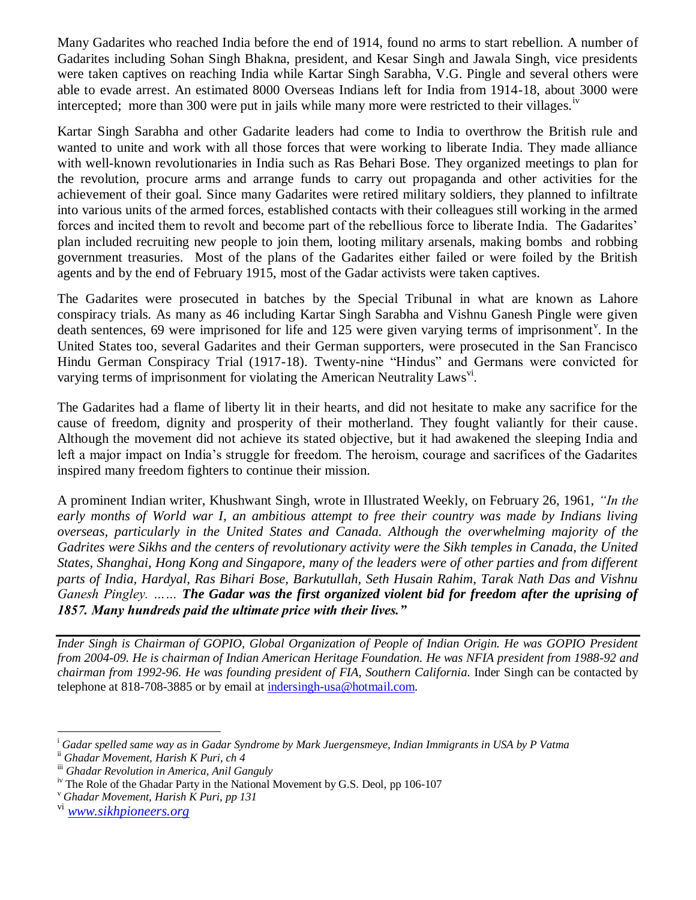Many Gadarites who reached India before the end of 1914, found no arms to start rebellion. A number of Gadarites including Sohan Singh Bhakna, president, and Kesar Singh and Jawala Singh, vice presidents were taken captives on reaching India while Kartar Singh Sarabha, V.G. Pingle and several others were able to evade arrest. An estimated 8000 Overseas Indians left for India from 1914-18, about 3000 were intercepted; more than 300 were put in jails while many more were restricted to their villages.[iv]

Kartar Singh Sarabha and other Gadarite leaders had come to India to overthrow the British rule and wanted to unite and work with all those forces that were working to liberate India. They made alliance with well-known revolutionaries in India such as Ras Behari Bose. They organized meetings to plan for the revolution, procure arms and arrange funds to carry out propaganda and other activities for the achievement of their goal. Since many Gadarites were retired military soldiers, they planned to infiltrate into various units of the armed forces, established contacts with their colleagues still working in the armed forces and incited them to revolt and become part of the rebellious force to liberate India. The Gadarites' plan included recruiting new people to join them, looting military arsenals, making bombs and robbing government treasuries. Most of the plans of the Gadarites either failed or were foiled by the British agents and by the end of February 1915, most of the Gadar activists were taken captives.

The Gadarites were prosecuted in batches by the Special Tribunal in what are known as Lahore conspiracy trials. As many as 46 including Kartar Singh Sarabha and Vishnu Ganesh Pingle were given death sentences, 69 were imprisoned for life and 125 were given varying terms of imprisonment[v]. In the United States too, several Gadarites and their German supporters, were prosecuted in the San Francisco Hindu German Conspiracy Trial (1917-18). Twenty-nine "Hindus" and Germans were convicted for varying terms of imprisonment for violating the American Neutrality Laws[vi].

The Gadarites had a flame of liberty lit in their hearts, and did not hesitate to make any sacrifice for the cause of freedom, dignity and prosperity of their motherland. They fought valiantly for their cause. Although the movement did not achieve its stated objective, but it had awakened the sleeping India and left a major impact on India's struggle for freedom. The heroism, courage and sacrifices of the Gadarites inspired many freedom fighters to continue their mission.

A prominent Indian writer, Khushwant Singh, wrote in Illustrated Weekly, on February 26, 1961, *"In the early months of World war I, an ambitious attempt to free their country was made by Indians living overseas, particularly in the United States and Canada. Although the overwhelming majority of the Gadrites were Sikhs and the centers of revolutionary activity were the Sikh temples in Canada, the United States, Shanghai, Hong Kong and Singapore, many of the leaders were of other parties and from different parts of India, Hardyal, Ras Bihari Bose, Barkutullah, Seth Husain Rahim, Tarak Nath Das and Vishnu Ganesh Pingley. ……* ***The Gadar was the first organized violent bid for freedom after the uprising of 1857. Many hundreds paid the ultimate price with their lives."***

---

*Inder Singh is Chairman of GOPIO, Global Organization of People of Indian Origin. He was GOPIO President from 2004-09. He is chairman of Indian American Heritage Foundation. He was NFIA president from 1988-92 and chairman from 1992-96. He was founding president of FIA, Southern California.* Inder Singh can be contacted by telephone at 818-708-3885 or by email at indersingh-usa@hotmail.com.

---

[i] *Gadar spelled same way as in Gadar Syndrome by Mark Juergensmeye, Indian Immigrants in USA by P Vatma*

[ii] *Ghadar Movement, Harish K Puri, ch 4*

[iii] *Ghadar Revolution in America, Anil Ganguly*

[iv] The Role of the Ghadar Party in the National Movement by G.S. Deol, pp 106-107

[v] *Ghadar Movement, Harish K Puri, pp 131*

[vi] *www.sikhpioneers.org*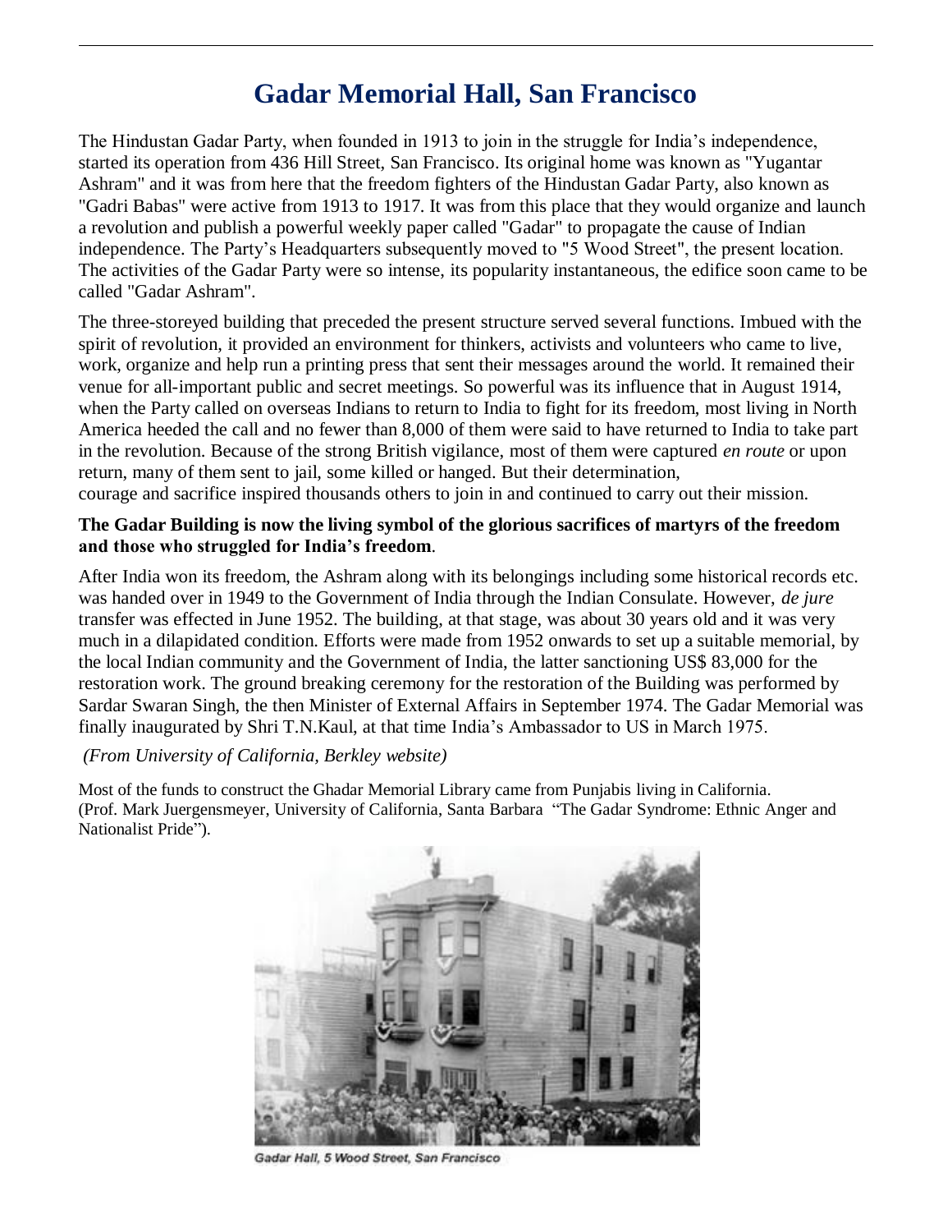# Gadar Memorial Hall, San Francisco

The Hindustan Gadar Party, when founded in 1913 to join in the struggle for India's independence, started its operation from 436 Hill Street, San Francisco. Its original home was known as "Yugantar Ashram" and it was from here that the freedom fighters of the Hindustan Gadar Party, also known as "Gadri Babas" were active from 1913 to 1917. It was from this place that they would organize and launch a revolution and publish a powerful weekly paper called "Gadar" to propagate the cause of Indian independence. The Party's Headquarters subsequently moved to "5 Wood Street", the present location. The activities of the Gadar Party were so intense, its popularity instantaneous, the edifice soon came to be called "Gadar Ashram".

The three-storeyed building that preceded the present structure served several functions. Imbued with the spirit of revolution, it provided an environment for thinkers, activists and volunteers who came to live, work, organize and help run a printing press that sent their messages around the world. It remained their venue for all-important public and secret meetings. So powerful was its influence that in August 1914, when the Party called on overseas Indians to return to India to fight for its freedom, most living in North America heeded the call and no fewer than 8,000 of them were said to have returned to India to take part in the revolution. Because of the strong British vigilance, most of them were captured *en route* or upon return, many of them sent to jail, some killed or hanged. But their determination, courage and sacrifice inspired thousands others to join in and continued to carry out their mission.

**The Gadar Building is now the living symbol of the glorious sacrifices of martyrs of the freedom and those who struggled for India's freedom**.

After India won its freedom, the Ashram along with its belongings including some historical records etc. was handed over in 1949 to the Government of India through the Indian Consulate. However, *de jure* transfer was effected in June 1952. The building, at that stage, was about 30 years old and it was very much in a dilapidated condition. Efforts were made from 1952 onwards to set up a suitable memorial, by the local Indian community and the Government of India, the latter sanctioning US$ 83,000 for the restoration work. The ground breaking ceremony for the restoration of the Building was performed by Sardar Swaran Singh, the then Minister of External Affairs in September 1974. The Gadar Memorial was finally inaugurated by Shri T.N.Kaul, at that time India's Ambassador to US in March 1975.

*(From University of California, Berkley website)*

Most of the funds to construct the Ghadar Memorial Library came from Punjabis living in California. (Prof. Mark Juergensmeyer, University of California, Santa Barbara "The Gadar Syndrome: Ethnic Anger and Nationalist Pride").

Gadar Hall, 5 Wood Street, San Francisco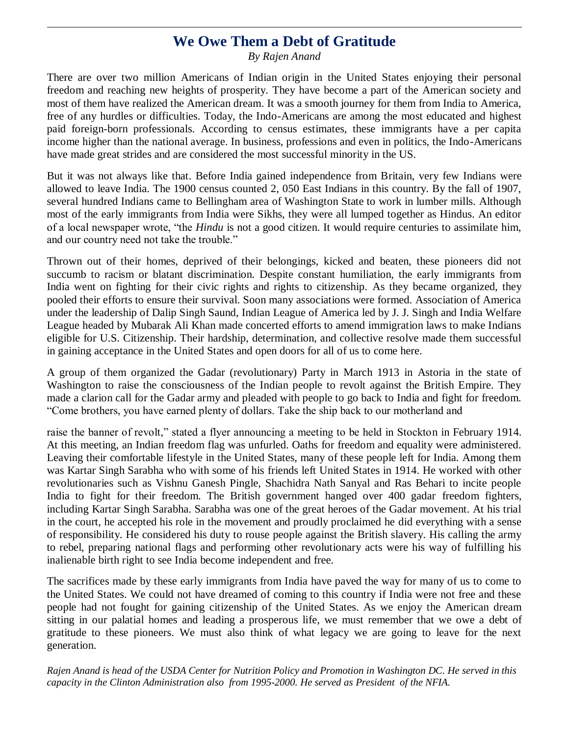# We Owe Them a Debt of Gratitude

*By Rajen Anand*

There are over two million Americans of Indian origin in the United States enjoying their personal freedom and reaching new heights of prosperity. They have become a part of the American society and most of them have realized the American dream. It was a smooth journey for them from India to America, free of any hurdles or difficulties. Today, the Indo-Americans are among the most educated and highest paid foreign-born professionals. According to census estimates, these immigrants have a per capita income higher than the national average. In business, professions and even in politics, the Indo-Americans have made great strides and are considered the most successful minority in the US.

But it was not always like that. Before India gained independence from Britain, very few Indians were allowed to leave India. The 1900 census counted 2, 050 East Indians in this country. By the fall of 1907, several hundred Indians came to Bellingham area of Washington State to work in lumber mills. Although most of the early immigrants from India were Sikhs, they were all lumped together as Hindus. An editor of a local newspaper wrote, "the *Hindu* is not a good citizen. It would require centuries to assimilate him, and our country need not take the trouble."

Thrown out of their homes, deprived of their belongings, kicked and beaten, these pioneers did not succumb to racism or blatant discrimination. Despite constant humiliation, the early immigrants from India went on fighting for their civic rights and rights to citizenship. As they became organized, they pooled their efforts to ensure their survival. Soon many associations were formed. Association of America under the leadership of Dalip Singh Saund, Indian League of America led by J. J. Singh and India Welfare League headed by Mubarak Ali Khan made concerted efforts to amend immigration laws to make Indians eligible for U.S. Citizenship. Their hardship, determination, and collective resolve made them successful in gaining acceptance in the United States and open doors for all of us to come here.

A group of them organized the Gadar (revolutionary) Party in March 1913 in Astoria in the state of Washington to raise the consciousness of the Indian people to revolt against the British Empire. They made a clarion call for the Gadar army and pleaded with people to go back to India and fight for freedom. "Come brothers, you have earned plenty of dollars. Take the ship back to our motherland and raise the banner of revolt," stated a flyer announcing a meeting to be held in Stockton in February 1914. At this meeting, an Indian freedom flag was unfurled. Oaths for freedom and equality were administered. Leaving their comfortable lifestyle in the United States, many of these people left for India. Among them was Kartar Singh Sarabha who with some of his friends left United States in 1914. He worked with other revolutionaries such as Vishnu Ganesh Pingle, Shachidra Nath Sanyal and Ras Behari to incite people India to fight for their freedom. The British government hanged over 400 gadar freedom fighters, including Kartar Singh Sarabha. Sarabha was one of the great heroes of the Gadar movement. At his trial in the court, he accepted his role in the movement and proudly proclaimed he did everything with a sense of responsibility. He considered his duty to rouse people against the British slavery. His calling the army to rebel, preparing national flags and performing other revolutionary acts were his way of fulfilling his inalienable birth right to see India become independent and free.

The sacrifices made by these early immigrants from India have paved the way for many of us to come to the United States. We could not have dreamed of coming to this country if India were not free and these people had not fought for gaining citizenship of the United States. As we enjoy the American dream sitting in our palatial homes and leading a prosperous life, we must remember that we owe a debt of gratitude to these pioneers. We must also think of what legacy we are going to leave for the next generation.

*Rajen Anand is head of the USDA Center for Nutrition Policy and Promotion in Washington DC. He served in this capacity in the Clinton Administration also from 1995-2000. He served as President of the NFIA.*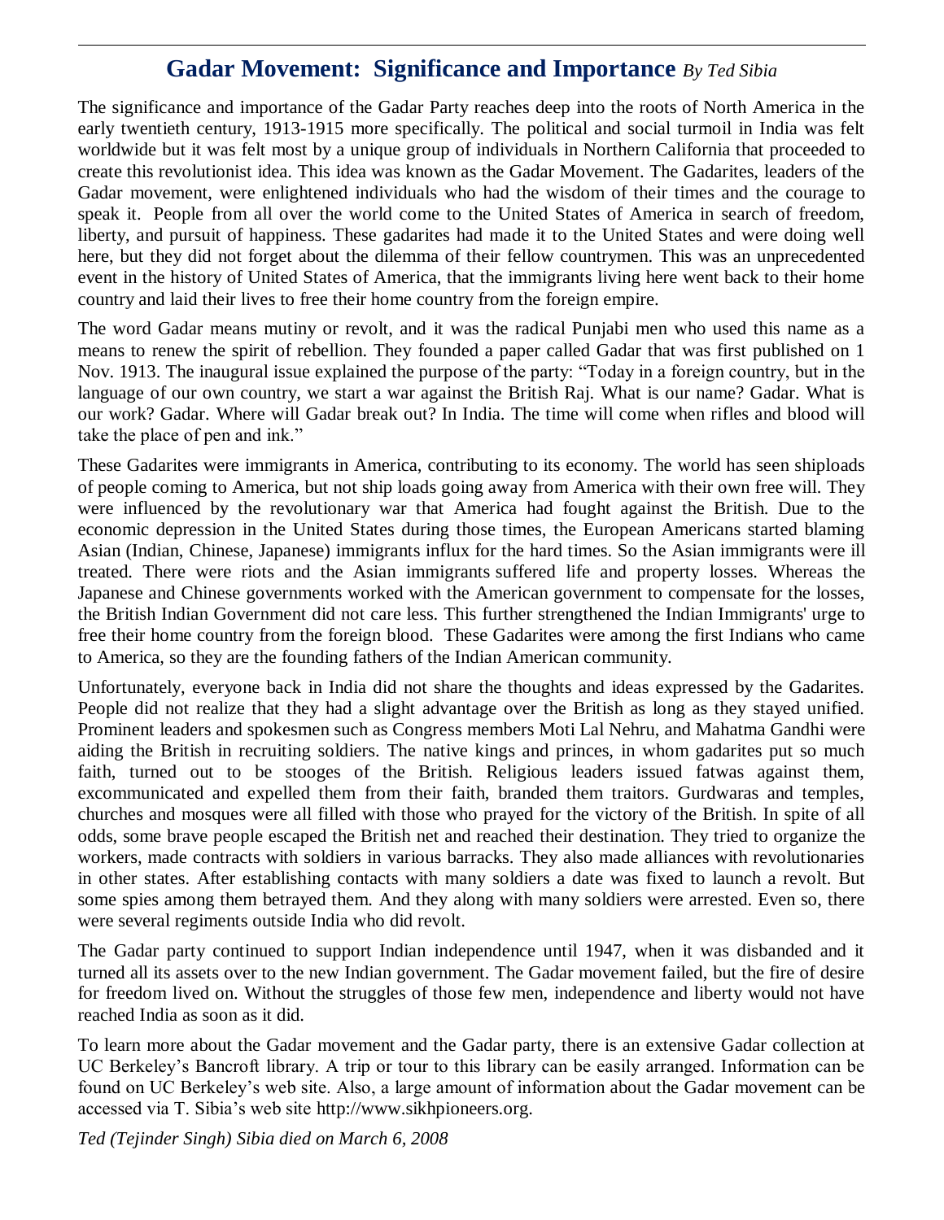# Gadar Movement: Significance and Importance *By Ted Sibia*

The significance and importance of the Gadar Party reaches deep into the roots of North America in the early twentieth century, 1913-1915 more specifically. The political and social turmoil in India was felt worldwide but it was felt most by a unique group of individuals in Northern California that proceeded to create this revolutionist idea. This idea was known as the Gadar Movement. The Gadarites, leaders of the Gadar movement, were enlightened individuals who had the wisdom of their times and the courage to speak it. People from all over the world come to the United States of America in search of freedom, liberty, and pursuit of happiness. These gadarites had made it to the United States and were doing well here, but they did not forget about the dilemma of their fellow countrymen. This was an unprecedented event in the history of United States of America, that the immigrants living here went back to their home country and laid their lives to free their home country from the foreign empire.

The word Gadar means mutiny or revolt, and it was the radical Punjabi men who used this name as a means to renew the spirit of rebellion. They founded a paper called Gadar that was first published on 1 Nov. 1913. The inaugural issue explained the purpose of the party: "Today in a foreign country, but in the language of our own country, we start a war against the British Raj. What is our name? Gadar. What is our work? Gadar. Where will Gadar break out? In India. The time will come when rifles and blood will take the place of pen and ink."

These Gadarites were immigrants in America, contributing to its economy. The world has seen shiploads of people coming to America, but not ship loads going away from America with their own free will. They were influenced by the revolutionary war that America had fought against the British. Due to the economic depression in the United States during those times, the European Americans started blaming Asian (Indian, Chinese, Japanese) immigrants influx for the hard times. So the Asian immigrants were ill treated. There were riots and the Asian immigrants suffered life and property losses. Whereas the Japanese and Chinese governments worked with the American government to compensate for the losses, the British Indian Government did not care less. This further strengthened the Indian Immigrants' urge to free their home country from the foreign blood. These Gadarites were among the first Indians who came to America, so they are the founding fathers of the Indian American community.

Unfortunately, everyone back in India did not share the thoughts and ideas expressed by the Gadarites. People did not realize that they had a slight advantage over the British as long as they stayed unified. Prominent leaders and spokesmen such as Congress members Moti Lal Nehru, and Mahatma Gandhi were aiding the British in recruiting soldiers. The native kings and princes, in whom gadarites put so much faith, turned out to be stooges of the British. Religious leaders issued fatwas against them, excommunicated and expelled them from their faith, branded them traitors. Gurdwaras and temples, churches and mosques were all filled with those who prayed for the victory of the British. In spite of all odds, some brave people escaped the British net and reached their destination. They tried to organize the workers, made contracts with soldiers in various barracks. They also made alliances with revolutionaries in other states. After establishing contacts with many soldiers a date was fixed to launch a revolt. But some spies among them betrayed them. And they along with many soldiers were arrested. Even so, there were several regiments outside India who did revolt.

The Gadar party continued to support Indian independence until 1947, when it was disbanded and it turned all its assets over to the new Indian government. The Gadar movement failed, but the fire of desire for freedom lived on. Without the struggles of those few men, independence and liberty would not have reached India as soon as it did.

To learn more about the Gadar movement and the Gadar party, there is an extensive Gadar collection at UC Berkeley's Bancroft library. A trip or tour to this library can be easily arranged. Information can be found on UC Berkeley's web site. Also, a large amount of information about the Gadar movement can be accessed via T. Sibia's web site http://www.sikhpioneers.org.

*Ted (Tejinder Singh) Sibia died on March 6, 2008*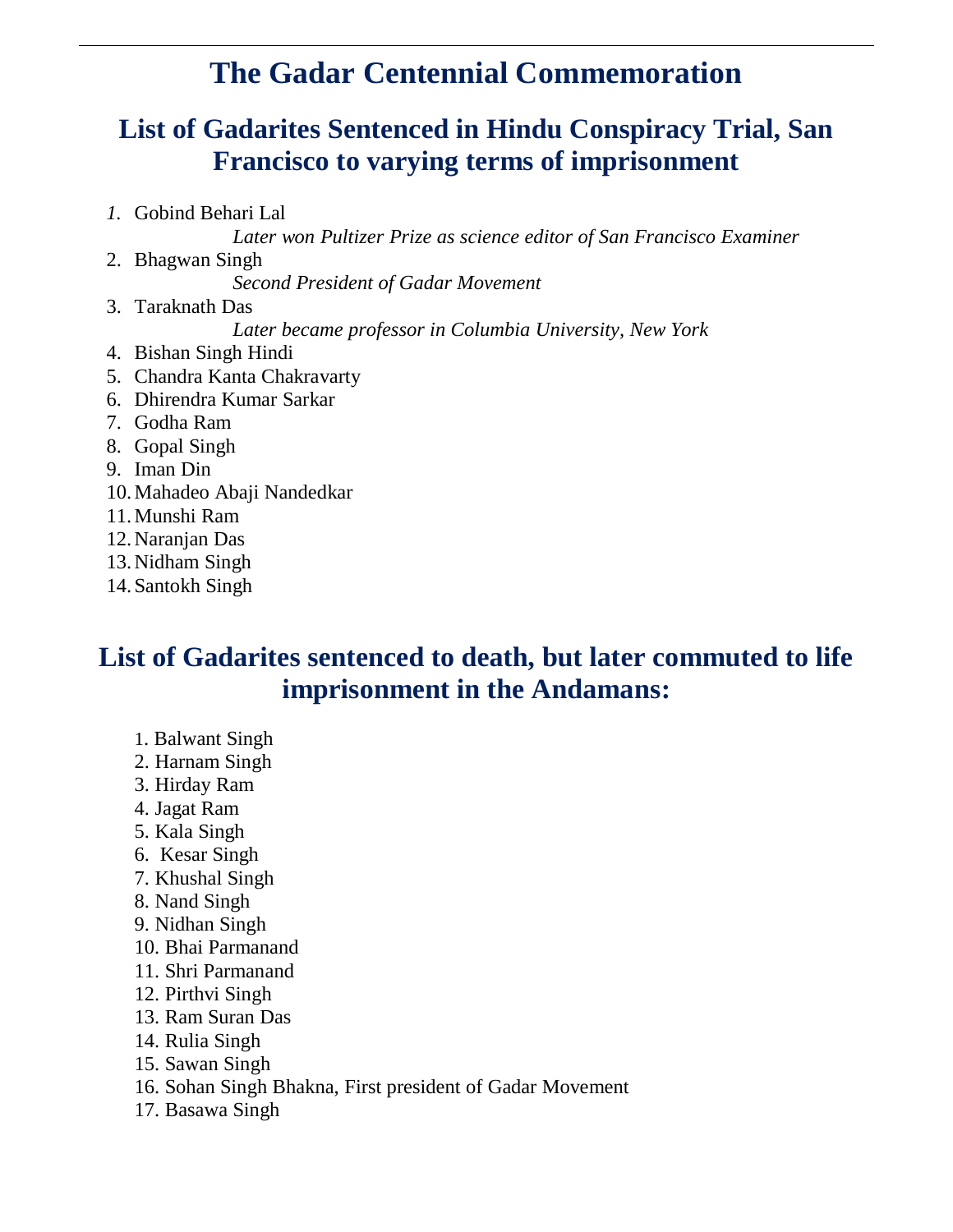# The Gadar Centennial Commemoration

## List of Gadarites Sentenced in Hindu Conspiracy Trial, San Francisco to varying terms of imprisonment

1. Gobind Behari Lal
   *Later won Pultizer Prize as science editor of San Francisco Examiner*
2. Bhagwan Singh
   *Second President of Gadar Movement*
3. Taraknath Das
   *Later became professor in Columbia University, New York*
4. Bishan Singh Hindi
5. Chandra Kanta Chakravarty
6. Dhirendra Kumar Sarkar
7. Godha Ram
8. Gopal Singh
9. Iman Din
10. Mahadeo Abaji Nandedkar
11. Munshi Ram
12. Naranjan Das
13. Nidham Singh
14. Santokh Singh

## List of Gadarites sentenced to death, but later commuted to life imprisonment in the Andamans:

1. Balwant Singh
2. Harnam Singh
3. Hirday Ram
4. Jagat Ram
5. Kala Singh
6. Kesar Singh
7. Khushal Singh
8. Nand Singh
9. Nidhan Singh
10. Bhai Parmanand
11. Shri Parmanand
12. Pirthvi Singh
13. Ram Suran Das
14. Rulia Singh
15. Sawan Singh
16. Sohan Singh Bhakna, First president of Gadar Movement
17. Basawa Singh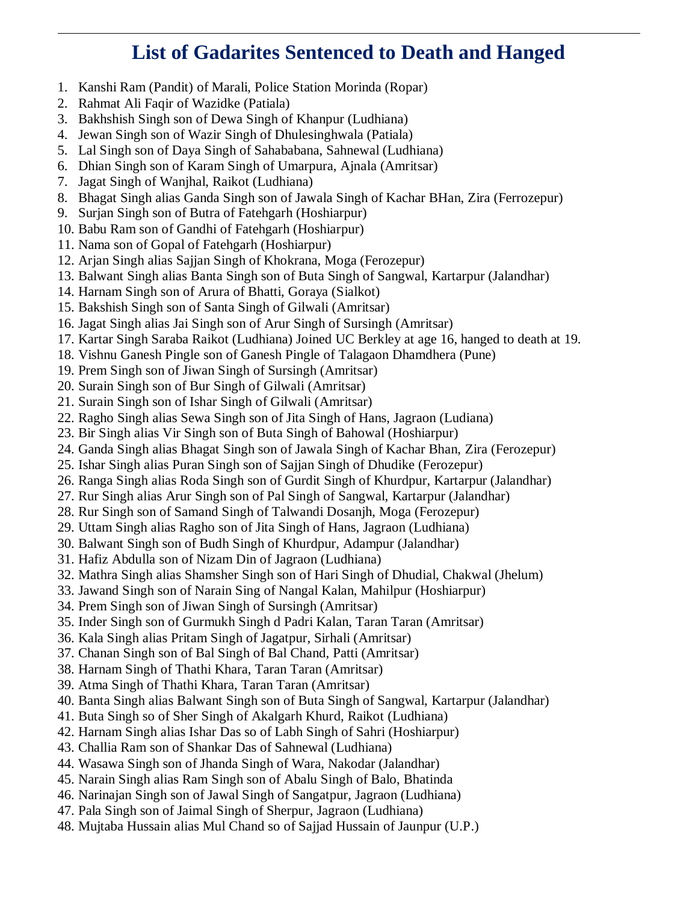# List of Gadarites Sentenced to Death and Hanged

1. Kanshi Ram (Pandit) of Marali, Police Station Morinda (Ropar)
2. Rahmat Ali Faqir of Wazidke (Patiala)
3. Bakhshish Singh son of Dewa Singh of Khanpur (Ludhiana)
4. Jewan Singh son of Wazir Singh of Dhulesinghwala (Patiala)
5. Lal Singh son of Daya Singh of Sahababana, Sahnewal (Ludhiana)
6. Dhian Singh son of Karam Singh of Umarpura, Ajnala (Amritsar)
7. Jagat Singh of Wanjhal, Raikot (Ludhiana)
8. Bhagat Singh alias Ganda Singh son of Jawala Singh of Kachar BHan, Zira (Ferrozepur)
9. Surjan Singh son of Butra of Fatehgarh (Hoshiarpur)
10. Babu Ram son of Gandhi of Fatehgarh (Hoshiarpur)
11. Nama son of Gopal of Fatehgarh (Hoshiarpur)
12. Arjan Singh alias Sajjan Singh of Khokrana, Moga (Ferozepur)
13. Balwant Singh alias Banta Singh son of Buta Singh of Sangwal, Kartarpur (Jalandhar)
14. Harnam Singh son of Arura of Bhatti, Goraya (Sialkot)
15. Bakshish Singh son of Santa Singh of Gilwali (Amritsar)
16. Jagat Singh alias Jai Singh son of Arur Singh of Sursingh (Amritsar)
17. Kartar Singh Saraba Raikot (Ludhiana) Joined UC Berkley at age 16, hanged to death at 19.
18. Vishnu Ganesh Pingle son of Ganesh Pingle of Talagaon Dhamdhera (Pune)
19. Prem Singh son of Jiwan Singh of Sursingh (Amritsar)
20. Surain Singh son of Bur Singh of Gilwali (Amritsar)
21. Surain Singh son of Ishar Singh of Gilwali (Amritsar)
22. Ragho Singh alias Sewa Singh son of Jita Singh of Hans, Jagraon (Ludiana)
23. Bir Singh alias Vir Singh son of Buta Singh of Bahowal (Hoshiarpur)
24. Ganda Singh alias Bhagat Singh son of Jawala Singh of Kachar Bhan, Zira (Ferozepur)
25. Ishar Singh alias Puran Singh son of Sajjan Singh of Dhudike (Ferozepur)
26. Ranga Singh alias Roda Singh son of Gurdit Singh of Khurdpur, Kartarpur (Jalandhar)
27. Rur Singh alias Arur Singh son of Pal Singh of Sangwal, Kartarpur (Jalandhar)
28. Rur Singh son of Samand Singh of Talwandi Dosanjh, Moga (Ferozepur)
29. Uttam Singh alias Ragho son of Jita Singh of Hans, Jagraon (Ludhiana)
30. Balwant Singh son of Budh Singh of Khurdpur, Adampur (Jalandhar)
31. Hafiz Abdulla son of Nizam Din of Jagraon (Ludhiana)
32. Mathra Singh alias Shamsher Singh son of Hari Singh of Dhudial, Chakwal (Jhelum)
33. Jawand Singh son of Narain Sing of Nangal Kalan, Mahilpur (Hoshiarpur)
34. Prem Singh son of Jiwan Singh of Sursingh (Amritsar)
35. Inder Singh son of Gurmukh Singh d Padri Kalan, Taran Taran (Amritsar)
36. Kala Singh alias Pritam Singh of Jagatpur, Sirhali (Amritsar)
37. Chanan Singh son of Bal Singh of Bal Chand, Patti (Amritsar)
38. Harnam Singh of Thathi Khara, Taran Taran (Amritsar)
39. Atma Singh of Thathi Khara, Taran Taran (Amritsar)
40. Banta Singh alias Balwant Singh son of Buta Singh of Sangwal, Kartarpur (Jalandhar)
41. Buta Singh so of Sher Singh of Akalgarh Khurd, Raikot (Ludhiana)
42. Harnam Singh alias Ishar Das so of Labh Singh of Sahri (Hoshiarpur)
43. Challia Ram son of Shankar Das of Sahnewal (Ludhiana)
44. Wasawa Singh son of Jhanda Singh of Wara, Nakodar (Jalandhar)
45. Narain Singh alias Ram Singh son of Abalu Singh of Balo, Bhatinda
46. Narinajan Singh son of Jawal Singh of Sangatpur, Jagraon (Ludhiana)
47. Pala Singh son of Jaimal Singh of Sherpur, Jagraon (Ludhiana)
48. Mujtaba Hussain alias Mul Chand so of Sajjad Hussain of Jaunpur (U.P.)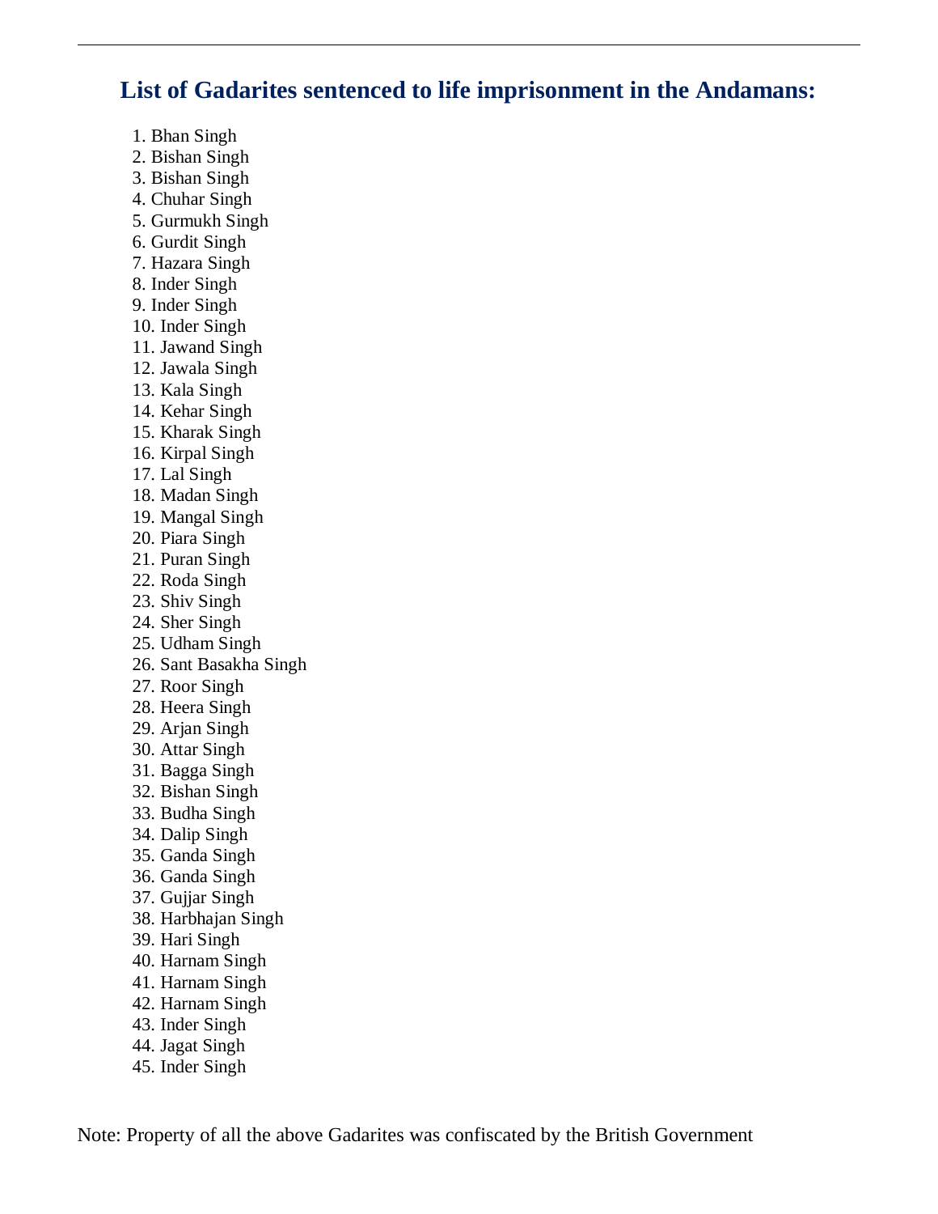## List of Gadarites sentenced to life imprisonment in the Andamans:

1. Bhan Singh
2. Bishan Singh
3. Bishan Singh
4. Chuhar Singh
5. Gurmukh Singh
6. Gurdit Singh
7. Hazara Singh
8. Inder Singh
9. Inder Singh
10. Inder Singh
11. Jawand Singh
12. Jawala Singh
13. Kala Singh
14. Kehar Singh
15. Kharak Singh
16. Kirpal Singh
17. Lal Singh
18. Madan Singh
19. Mangal Singh
20. Piara Singh
21. Puran Singh
22. Roda Singh
23. Shiv Singh
24. Sher Singh
25. Udham Singh
26. Sant Basakha Singh
27. Roor Singh
28. Heera Singh
29. Arjan Singh
30. Attar Singh
31. Bagga Singh
32. Bishan Singh
33. Budha Singh
34. Dalip Singh
35. Ganda Singh
36. Ganda Singh
37. Gujjar Singh
38. Harbhajan Singh
39. Hari Singh
40. Harnam Singh
41. Harnam Singh
42. Harnam Singh
43. Inder Singh
44. Jagat Singh
45. Inder Singh

Note: Property of all the above Gadarites was confiscated by the British Government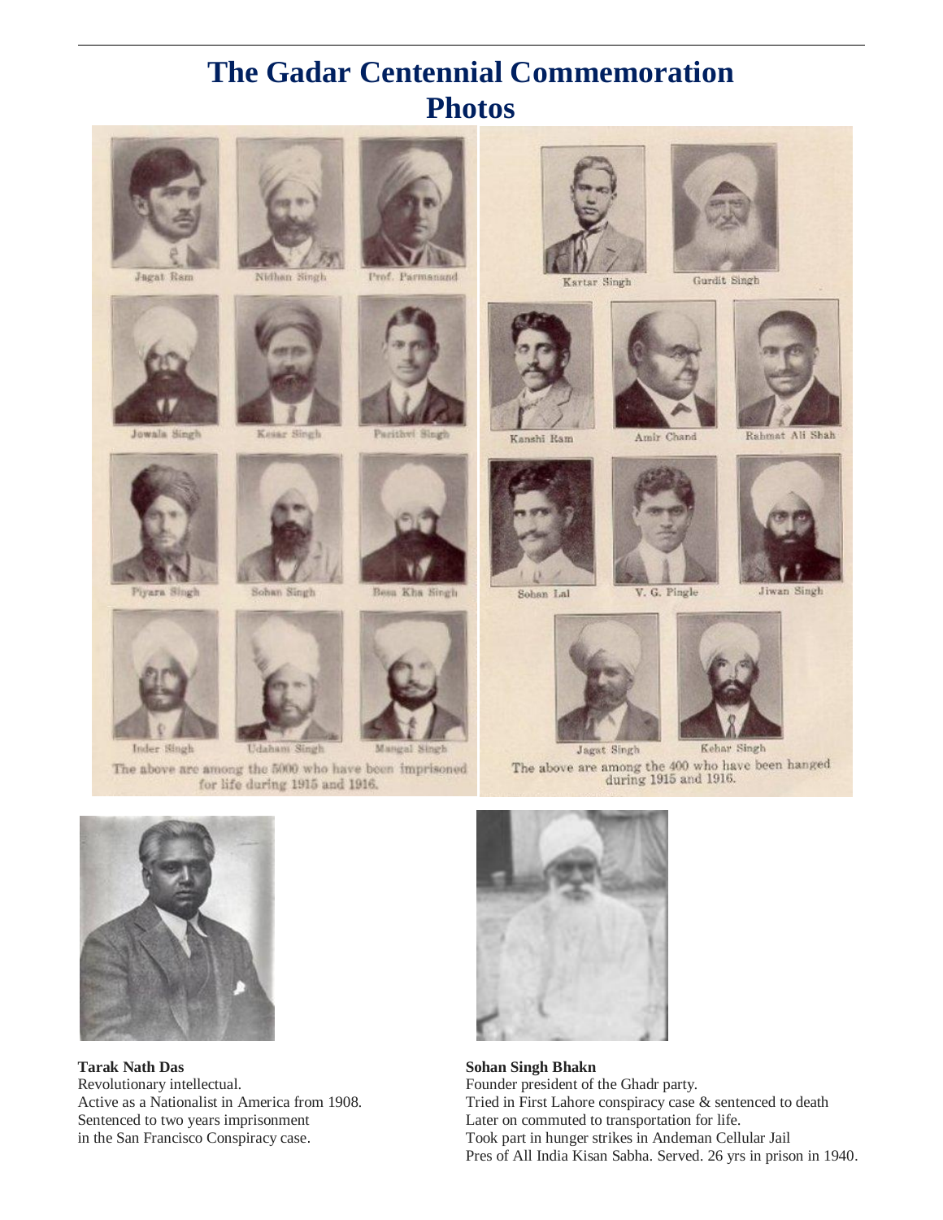# The Gadar Centennial Commemoration Photos

Jagat Ram | Nidhan Singh | Prof. Parmanand

Jowala Singh | Kesar Singh | Parithvi Singh

Piyara Singh | Sohan Singh | Besa Kha Singh

Inder Singh | Udaham Singh | Mangal Singh

The above are among the 5000 who have been imprisoned for life during 1915 and 1916.

Kartar Singh | Gurdit Singh

Kanshi Ram | Amir Chand | Rahmat Ali Shah

Sohan Lal | V. G. Pingle | Jiwan Singh

Jagat Singh | Kehar Singh

The above are among the 400 who have been hanged during 1915 and 1916.

**Tarak Nath Das**
Revolutionary intellectual.
Active as a Nationalist in America from 1908.
Sentenced to two years imprisonment
in the San Francisco Conspiracy case.

**Sohan Singh Bhakn**
Founder president of the Ghadr party.
Tried in First Lahore conspiracy case & sentenced to death
Later on commuted to transportation for life.
Took part in hunger strikes in Andeman Cellular Jail
Pres of All India Kisan Sabha. Served. 26 yrs in prison in 1940.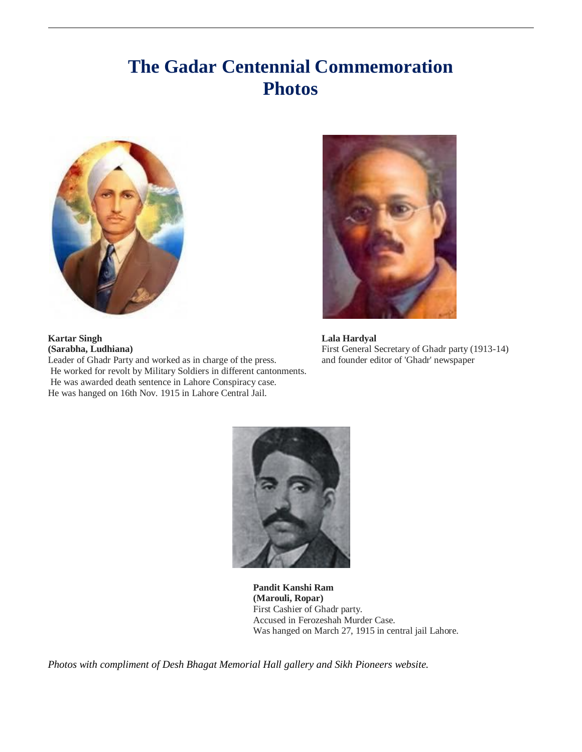# The Gadar Centennial Commemoration Photos

**Kartar Singh**
**(Sarabha, Ludhiana)**
Leader of Ghadr Party and worked as in charge of the press.
He worked for revolt by Military Soldiers in different cantonments.
He was awarded death sentence in Lahore Conspiracy case.
He was hanged on 16th Nov. 1915 in Lahore Central Jail.

**Lala Hardyal**
First General Secretary of Ghadr party (1913-14) and founder editor of 'Ghadr' newspaper

**Pandit Kanshi Ram**
**(Marouli, Ropar)**
First Cashier of Ghadr party.
Accused in Ferozeshah Murder Case.
Was hanged on March 27, 1915 in central jail Lahore.

*Photos with compliment of Desh Bhagat Memorial Hall gallery and Sikh Pioneers website.*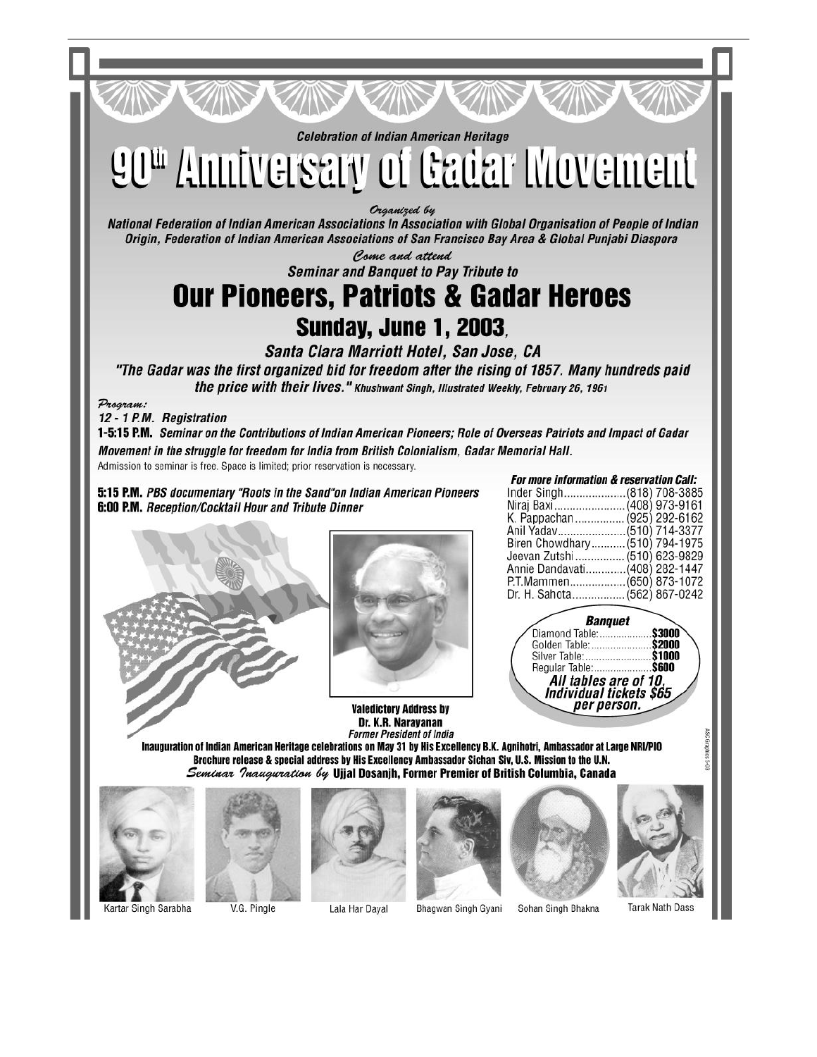*Celebration of Indian American Heritage*

# 90th Anniversary of Gadar Movement

*Organized by*

***National Federation of Indian American Associations In Association with Global Organisation of People of Indian Origin, Federation of Indian American Associations of San Francisco Bay Area & Global Punjabi Diaspora***

*Come and attend*

***Seminar and Banquet to Pay Tribute to***

## Our Pioneers, Patriots & Gadar Heroes

### Sunday, June 1, 2003,

***Santa Clara Marriott Hotel, San Jose, CA***

***"The Gadar was the first organized bid for freedom after the rising of 1857. Many hundreds paid the price with their lives."** Khushwant Singh, Illustrated Weekly, February 26, 1961*

*Program:*

***12 - 1 P.M. Registration***

**1-5:15 P.M.** ***Seminar on the Contributions of Indian American Pioneers; Role of Overseas Patriots and Impact of Gadar Movement in the struggle for freedom for India from British Colonialism, Gadar Memorial Hall.***

Admission to seminar is free. Space is limited; prior reservation is necessary.

**5:15 P.M.** ***PBS documentary "Roots in the Sand" on Indian American Pioneers***

**6:00 P.M.** ***Reception/Cocktail Hour and Tribute Dinner***

***For more information & reservation Call:***

Inder Singh.................... (818) 708-3885
Niraj Baxi........................ (408) 973-9161
K. Pappachan................. (925) 292-6162
Anil Yadav....................... (510) 714-3377
Biren Chowdhary........... (510) 794-1975
Jeevan Zutshi................. (510) 623-9829
Annie Dandavati............. (408) 282-1447
P.T.Mammen.................. (650) 873-1072
Dr. H. Sahota................. (562) 867-0242

***Banquet***

| | |
|---|---|
| Diamond Table: | **$3000** |
| Golden Table: | **$2000** |
| Silver Table: | **$1000** |
| Regular Table: | **$600** |

***All tables are of 10, Individual tickets $65 per person.***

**Valedictory Address by**
**Dr. K.R. Narayanan**
*Former President of India*

**Inauguration of Indian American Heritage celebrations on May 31 by His Excellency B.K. Agnihotri, Ambassador at Large NRI/PIO**

**Brochure release & special address by His Excellency Ambassador Sichan Siv, U.S. Mission to the U.N.**

*Seminar Inauguration by* **Ujjal Dosanjh, Former Premier of British Columbia, Canada**

Kartar Singh Sarabha | V.G. Pingle | Lala Har Dayal | Bhagwan Singh Gyani | Sohan Singh Bhakna | Tarak Nath Dass

ASC Graphics 5-03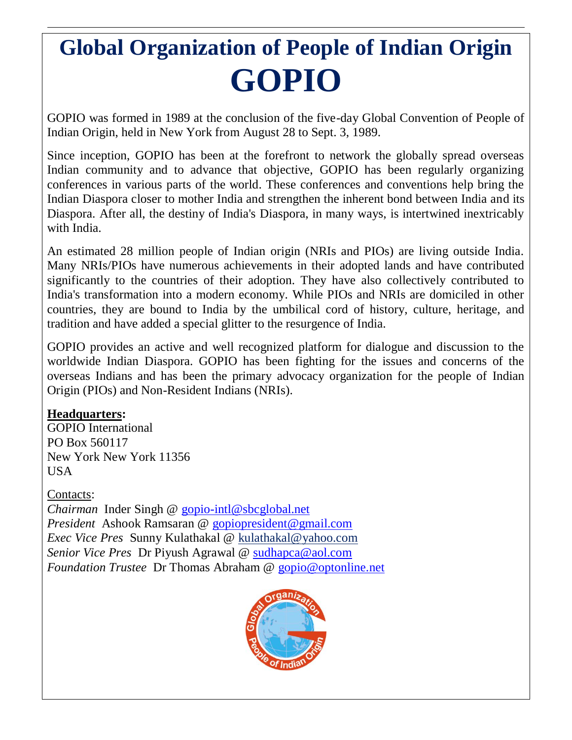# Global Organization of People of Indian Origin
# GOPIO

GOPIO was formed in 1989 at the conclusion of the five-day Global Convention of People of Indian Origin, held in New York from August 28 to Sept. 3, 1989.

Since inception, GOPIO has been at the forefront to network the globally spread overseas Indian community and to advance that objective, GOPIO has been regularly organizing conferences in various parts of the world. These conferences and conventions help bring the Indian Diaspora closer to mother India and strengthen the inherent bond between India and its Diaspora. After all, the destiny of India's Diaspora, in many ways, is intertwined inextricably with India.

An estimated 28 million people of Indian origin (NRIs and PIOs) are living outside India. Many NRIs/PIOs have numerous achievements in their adopted lands and have contributed significantly to the countries of their adoption. They have also collectively contributed to India's transformation into a modern economy. While PIOs and NRIs are domiciled in other countries, they are bound to India by the umbilical cord of history, culture, heritage, and tradition and have added a special glitter to the resurgence of India.

GOPIO provides an active and well recognized platform for dialogue and discussion to the worldwide Indian Diaspora. GOPIO has been fighting for the issues and concerns of the overseas Indians and has been the primary advocacy organization for the people of Indian Origin (PIOs) and Non-Resident Indians (NRIs).

**Headquarters:**
GOPIO International
PO Box 560117
New York New York 11356
USA

Contacts:
*Chairman* Inder Singh @ gopio-intl@sbcglobal.net
*President* Ashook Ramsaran @ gopiopresident@gmail.com
*Exec Vice Pres* Sunny Kulathakal @ kulathakal@yahoo.com
*Senior Vice Pres* Dr Piyush Agrawal @ sudhapca@aol.com
*Foundation Trustee* Dr Thomas Abraham @ gopio@optonline.net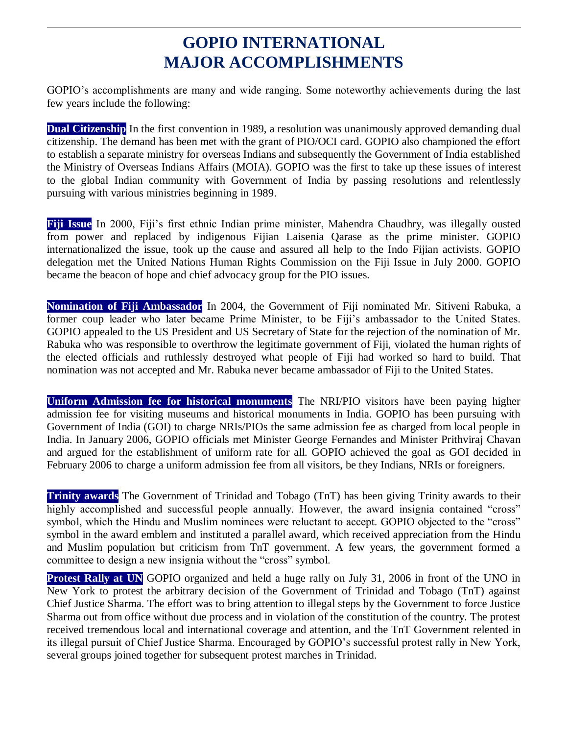# GOPIO INTERNATIONAL
# MAJOR ACCOMPLISHMENTS

GOPIO's accomplishments are many and wide ranging. Some noteworthy achievements during the last few years include the following:

**Dual Citizenship** In the first convention in 1989, a resolution was unanimously approved demanding dual citizenship. The demand has been met with the grant of PIO/OCI card. GOPIO also championed the effort to establish a separate ministry for overseas Indians and subsequently the Government of India established the Ministry of Overseas Indians Affairs (MOIA). GOPIO was the first to take up these issues of interest to the global Indian community with Government of India by passing resolutions and relentlessly pursuing with various ministries beginning in 1989.

**Fiji Issue** In 2000, Fiji's first ethnic Indian prime minister, Mahendra Chaudhry, was illegally ousted from power and replaced by indigenous Fijian Laisenia Qarase as the prime minister. GOPIO internationalized the issue, took up the cause and assured all help to the Indo Fijian activists. GOPIO delegation met the United Nations Human Rights Commission on the Fiji Issue in July 2000. GOPIO became the beacon of hope and chief advocacy group for the PIO issues.

**Nomination of Fiji Ambassador** In 2004, the Government of Fiji nominated Mr. Sitiveni Rabuka, a former coup leader who later became Prime Minister, to be Fiji's ambassador to the United States. GOPIO appealed to the US President and US Secretary of State for the rejection of the nomination of Mr. Rabuka who was responsible to overthrow the legitimate government of Fiji, violated the human rights of the elected officials and ruthlessly destroyed what people of Fiji had worked so hard to build. That nomination was not accepted and Mr. Rabuka never became ambassador of Fiji to the United States.

**Uniform Admission fee for historical monuments** The NRI/PIO visitors have been paying higher admission fee for visiting museums and historical monuments in India. GOPIO has been pursuing with Government of India (GOI) to charge NRIs/PIOs the same admission fee as charged from local people in India. In January 2006, GOPIO officials met Minister George Fernandes and Minister Prithviraj Chavan and argued for the establishment of uniform rate for all. GOPIO achieved the goal as GOI decided in February 2006 to charge a uniform admission fee from all visitors, be they Indians, NRIs or foreigners.

**Trinity awards** The Government of Trinidad and Tobago (TnT) has been giving Trinity awards to their highly accomplished and successful people annually. However, the award insignia contained "cross" symbol, which the Hindu and Muslim nominees were reluctant to accept. GOPIO objected to the "cross" symbol in the award emblem and instituted a parallel award, which received appreciation from the Hindu and Muslim population but criticism from TnT government. A few years, the government formed a committee to design a new insignia without the "cross" symbol.

**Protest Rally at UN** GOPIO organized and held a huge rally on July 31, 2006 in front of the UNO in New York to protest the arbitrary decision of the Government of Trinidad and Tobago (TnT) against Chief Justice Sharma. The effort was to bring attention to illegal steps by the Government to force Justice Sharma out from office without due process and in violation of the constitution of the country. The protest received tremendous local and international coverage and attention, and the TnT Government relented in its illegal pursuit of Chief Justice Sharma. Encouraged by GOPIO's successful protest rally in New York, several groups joined together for subsequent protest marches in Trinidad.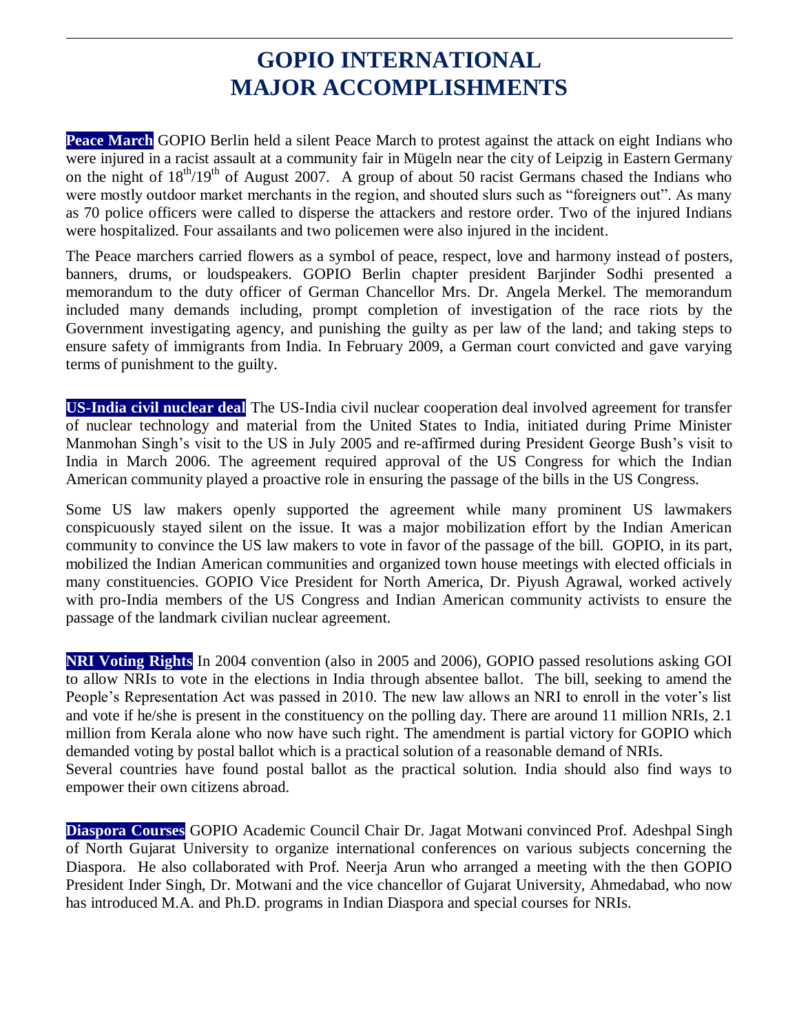# GOPIO INTERNATIONAL
# MAJOR ACCOMPLISHMENTS

**Peace March** GOPIO Berlin held a silent Peace March to protest against the attack on eight Indians who were injured in a racist assault at a community fair in Mügeln near the city of Leipzig in Eastern Germany on the night of 18th/19th of August 2007. A group of about 50 racist Germans chased the Indians who were mostly outdoor market merchants in the region, and shouted slurs such as "foreigners out". As many as 70 police officers were called to disperse the attackers and restore order. Two of the injured Indians were hospitalized. Four assailants and two policemen were also injured in the incident.

The Peace marchers carried flowers as a symbol of peace, respect, love and harmony instead of posters, banners, drums, or loudspeakers. GOPIO Berlin chapter president Barjinder Sodhi presented a memorandum to the duty officer of German Chancellor Mrs. Dr. Angela Merkel. The memorandum included many demands including, prompt completion of investigation of the race riots by the Government investigating agency, and punishing the guilty as per law of the land; and taking steps to ensure safety of immigrants from India. In February 2009, a German court convicted and gave varying terms of punishment to the guilty.

**US-India civil nuclear deal** The US-India civil nuclear cooperation deal involved agreement for transfer of nuclear technology and material from the United States to India, initiated during Prime Minister Manmohan Singh's visit to the US in July 2005 and re-affirmed during President George Bush's visit to India in March 2006. The agreement required approval of the US Congress for which the Indian American community played a proactive role in ensuring the passage of the bills in the US Congress.

Some US law makers openly supported the agreement while many prominent US lawmakers conspicuously stayed silent on the issue. It was a major mobilization effort by the Indian American community to convince the US law makers to vote in favor of the passage of the bill. GOPIO, in its part, mobilized the Indian American communities and organized town house meetings with elected officials in many constituencies. GOPIO Vice President for North America, Dr. Piyush Agrawal, worked actively with pro-India members of the US Congress and Indian American community activists to ensure the passage of the landmark civilian nuclear agreement.

**NRI Voting Rights** In 2004 convention (also in 2005 and 2006), GOPIO passed resolutions asking GOI to allow NRIs to vote in the elections in India through absentee ballot. The bill, seeking to amend the People's Representation Act was passed in 2010. The new law allows an NRI to enroll in the voter's list and vote if he/she is present in the constituency on the polling day. There are around 11 million NRIs, 2.1 million from Kerala alone who now have such right. The amendment is partial victory for GOPIO which demanded voting by postal ballot which is a practical solution of a reasonable demand of NRIs.
Several countries have found postal ballot as the practical solution. India should also find ways to empower their own citizens abroad.

**Diaspora Courses** GOPIO Academic Council Chair Dr. Jagat Motwani convinced Prof. Adeshpal Singh of North Gujarat University to organize international conferences on various subjects concerning the Diaspora. He also collaborated with Prof. Neerja Arun who arranged a meeting with the then GOPIO President Inder Singh, Dr. Motwani and the vice chancellor of Gujarat University, Ahmedabad, who now has introduced M.A. and Ph.D. programs in Indian Diaspora and special courses for NRIs.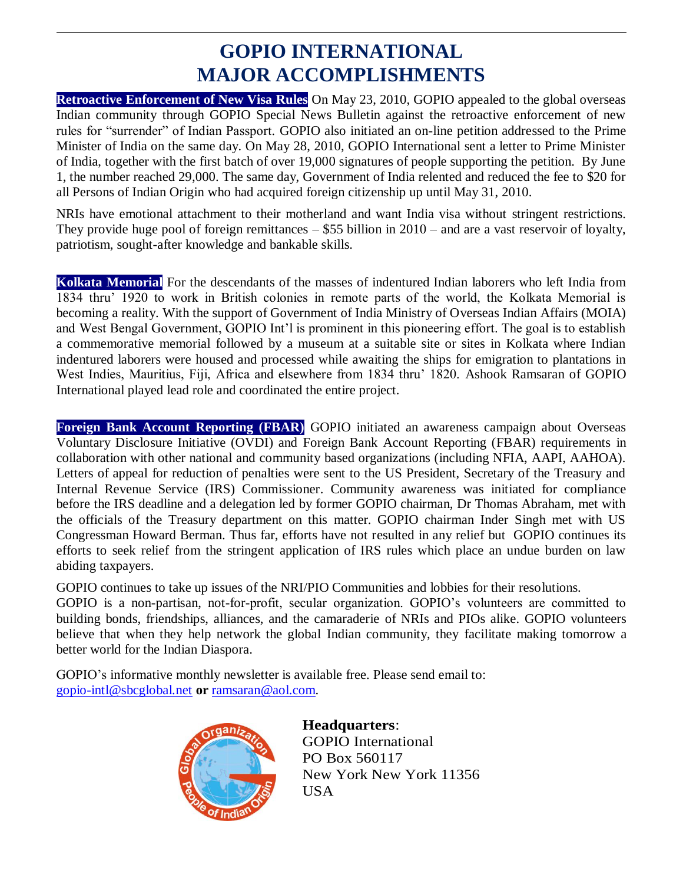# GOPIO INTERNATIONAL
# MAJOR ACCOMPLISHMENTS

**Retroactive Enforcement of New Visa Rules** On May 23, 2010, GOPIO appealed to the global overseas Indian community through GOPIO Special News Bulletin against the retroactive enforcement of new rules for "surrender" of Indian Passport. GOPIO also initiated an on-line petition addressed to the Prime Minister of India on the same day. On May 28, 2010, GOPIO International sent a letter to Prime Minister of India, together with the first batch of over 19,000 signatures of people supporting the petition. By June 1, the number reached 29,000. The same day, Government of India relented and reduced the fee to $20 for all Persons of Indian Origin who had acquired foreign citizenship up until May 31, 2010.

NRIs have emotional attachment to their motherland and want India visa without stringent restrictions. They provide huge pool of foreign remittances – $55 billion in 2010 – and are a vast reservoir of loyalty, patriotism, sought-after knowledge and bankable skills.

**Kolkata Memorial** For the descendants of the masses of indentured Indian laborers who left India from 1834 thru' 1920 to work in British colonies in remote parts of the world, the Kolkata Memorial is becoming a reality. With the support of Government of India Ministry of Overseas Indian Affairs (MOIA) and West Bengal Government, GOPIO Int'l is prominent in this pioneering effort. The goal is to establish a commemorative memorial followed by a museum at a suitable site or sites in Kolkata where Indian indentured laborers were housed and processed while awaiting the ships for emigration to plantations in West Indies, Mauritius, Fiji, Africa and elsewhere from 1834 thru' 1820. Ashook Ramsaran of GOPIO International played lead role and coordinated the entire project.

**Foreign Bank Account Reporting (FBAR)** GOPIO initiated an awareness campaign about Overseas Voluntary Disclosure Initiative (OVDI) and Foreign Bank Account Reporting (FBAR) requirements in collaboration with other national and community based organizations (including NFIA, AAPI, AAHOA). Letters of appeal for reduction of penalties were sent to the US President, Secretary of the Treasury and Internal Revenue Service (IRS) Commissioner. Community awareness was initiated for compliance before the IRS deadline and a delegation led by former GOPIO chairman, Dr Thomas Abraham, met with the officials of the Treasury department on this matter. GOPIO chairman Inder Singh met with US Congressman Howard Berman. Thus far, efforts have not resulted in any relief but GOPIO continues its efforts to seek relief from the stringent application of IRS rules which place an undue burden on law abiding taxpayers.

GOPIO continues to take up issues of the NRI/PIO Communities and lobbies for their resolutions.
GOPIO is a non-partisan, not-for-profit, secular organization. GOPIO's volunteers are committed to building bonds, friendships, alliances, and the camaraderie of NRIs and PIOs alike. GOPIO volunteers believe that when they help network the global Indian community, they facilitate making tomorrow a better world for the Indian Diaspora.

GOPIO's informative monthly newsletter is available free. Please send email to:
gopio-intl@sbcglobal.net **or** ramsaran@aol.com.

Global Organization of People of Indian Origin

**Headquarters**:
GOPIO International
PO Box 560117
New York New York 11356
USA